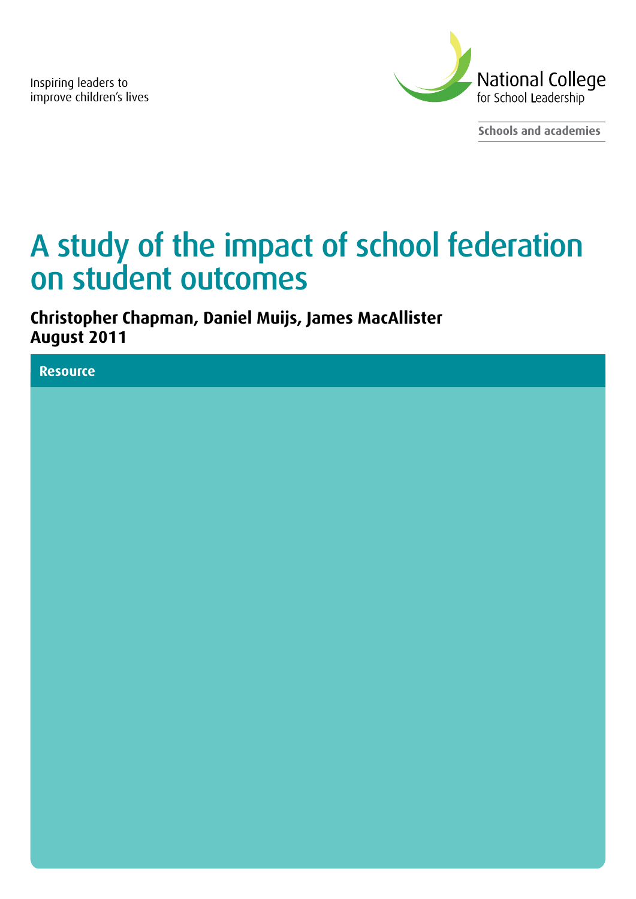Inspiring leaders to improve children's lives

National College for School Leadership

Schools and academies

# A study of the impact of school federation on student outcomes

**Christopher Chapman, Daniel Muijs, James MacAllister**
**August 2011**

**Resource**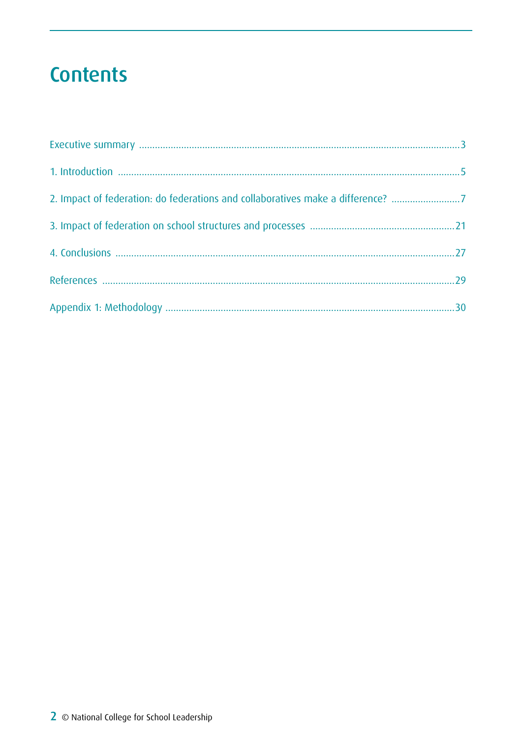# Contents

Executive summary ........................................................................................................................3

1. Introduction ...............................................................................................................................5

2. Impact of federation: do federations and collaboratives make a difference? ..........................7

3. Impact of federation on school structures and processes ......................................................21

4. Conclusions ..............................................................................................................................27

References ....................................................................................................................................29

Appendix 1: Methodology ............................................................................................................30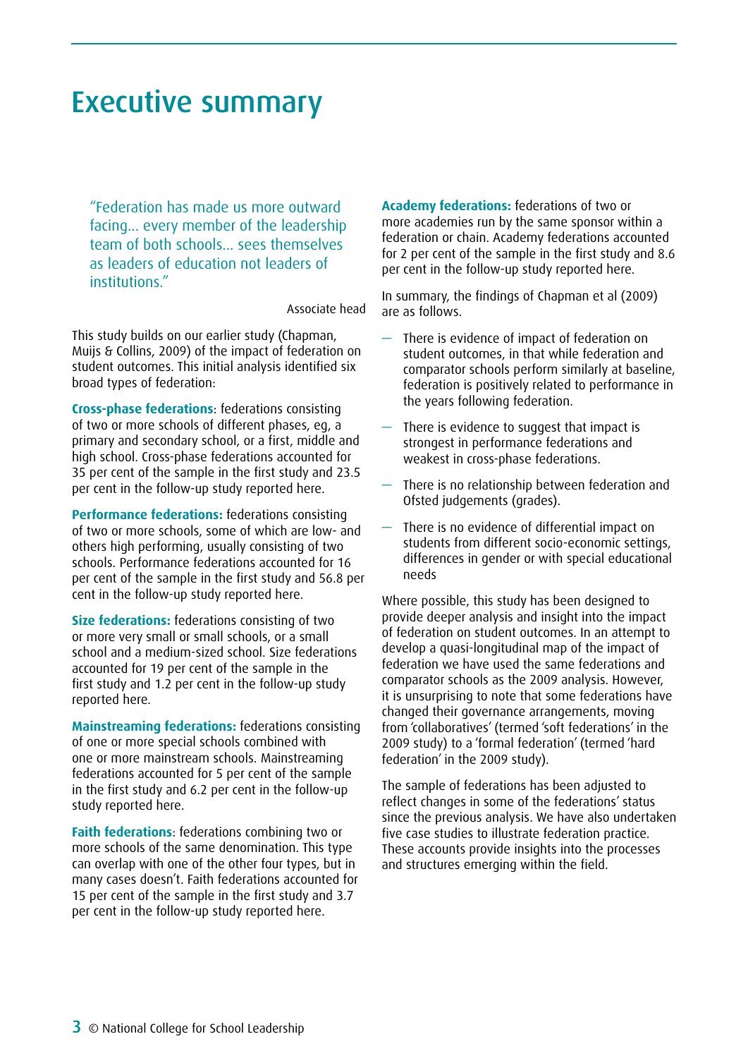# Executive summary

> "Federation has made us more outward facing... every member of the leadership team of both schools... sees themselves as leaders of education not leaders of institutions."
>
> Associate head

This study builds on our earlier study (Chapman, Muijs & Collins, 2009) of the impact of federation on student outcomes. This initial analysis identified six broad types of federation:

**Cross-phase federations**: federations consisting of two or more schools of different phases, eg, a primary and secondary school, or a first, middle and high school. Cross-phase federations accounted for 35 per cent of the sample in the first study and 23.5 per cent in the follow-up study reported here.

**Performance federations:** federations consisting of two or more schools, some of which are low- and others high performing, usually consisting of two schools. Performance federations accounted for 16 per cent of the sample in the first study and 56.8 per cent in the follow-up study reported here.

**Size federations:** federations consisting of two or more very small or small schools, or a small school and a medium-sized school. Size federations accounted for 19 per cent of the sample in the first study and 1.2 per cent in the follow-up study reported here.

**Mainstreaming federations:** federations consisting of one or more special schools combined with one or more mainstream schools. Mainstreaming federations accounted for 5 per cent of the sample in the first study and 6.2 per cent in the follow-up study reported here.

**Faith federations**: federations combining two or more schools of the same denomination. This type can overlap with one of the other four types, but in many cases doesn't. Faith federations accounted for 15 per cent of the sample in the first study and 3.7 per cent in the follow-up study reported here.

**Academy federations:** federations of two or more academies run by the same sponsor within a federation or chain. Academy federations accounted for 2 per cent of the sample in the first study and 8.6 per cent in the follow-up study reported here.

In summary, the findings of Chapman et al (2009) are as follows.

- There is evidence of impact of federation on student outcomes, in that while federation and comparator schools perform similarly at baseline, federation is positively related to performance in the years following federation.
- There is evidence to suggest that impact is strongest in performance federations and weakest in cross-phase federations.
- There is no relationship between federation and Ofsted judgements (grades).
- There is no evidence of differential impact on students from different socio-economic settings, differences in gender or with special educational needs

Where possible, this study has been designed to provide deeper analysis and insight into the impact of federation on student outcomes. In an attempt to develop a quasi-longitudinal map of the impact of federation we have used the same federations and comparator schools as the 2009 analysis. However, it is unsurprising to note that some federations have changed their governance arrangements, moving from 'collaboratives' (termed 'soft federations' in the 2009 study) to a 'formal federation' (termed 'hard federation' in the 2009 study).

The sample of federations has been adjusted to reflect changes in some of the federations' status since the previous analysis. We have also undertaken five case studies to illustrate federation practice. These accounts provide insights into the processes and structures emerging within the field.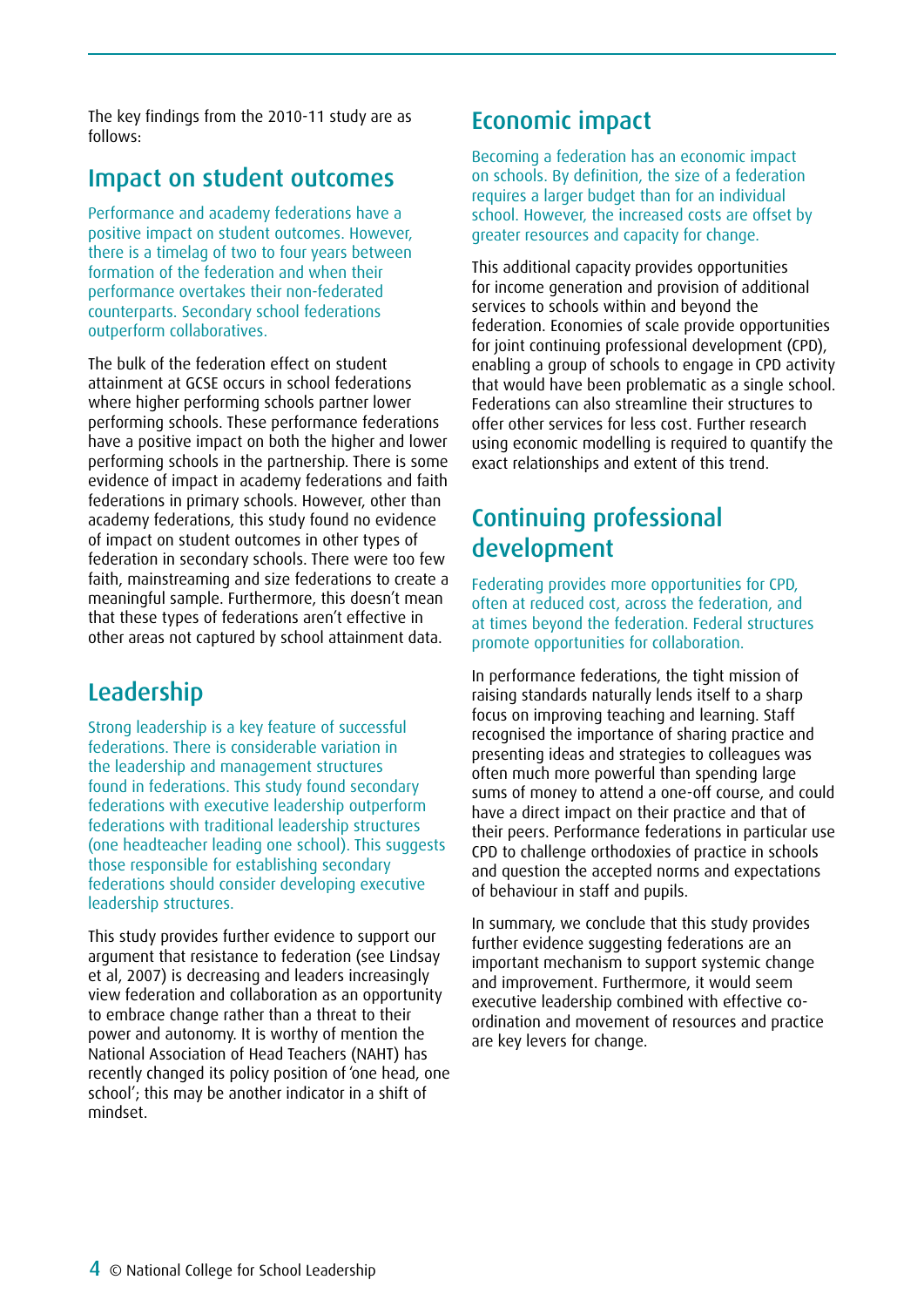The key findings from the 2010-11 study are as follows:

## Impact on student outcomes

Performance and academy federations have a positive impact on student outcomes. However, there is a timelag of two to four years between formation of the federation and when their performance overtakes their non-federated counterparts. Secondary school federations outperform collaboratives.

The bulk of the federation effect on student attainment at GCSE occurs in school federations where higher performing schools partner lower performing schools. These performance federations have a positive impact on both the higher and lower performing schools in the partnership. There is some evidence of impact in academy federations and faith federations in primary schools. However, other than academy federations, this study found no evidence of impact on student outcomes in other types of federation in secondary schools. There were too few faith, mainstreaming and size federations to create a meaningful sample. Furthermore, this doesn't mean that these types of federations aren't effective in other areas not captured by school attainment data.

## Leadership

Strong leadership is a key feature of successful federations. There is considerable variation in the leadership and management structures found in federations. This study found secondary federations with executive leadership outperform federations with traditional leadership structures (one headteacher leading one school). This suggests those responsible for establishing secondary federations should consider developing executive leadership structures.

This study provides further evidence to support our argument that resistance to federation (see Lindsay et al, 2007) is decreasing and leaders increasingly view federation and collaboration as an opportunity to embrace change rather than a threat to their power and autonomy. It is worthy of mention the National Association of Head Teachers (NAHT) has recently changed its policy position of 'one head, one school'; this may be another indicator in a shift of mindset.

## Economic impact

Becoming a federation has an economic impact on schools. By definition, the size of a federation requires a larger budget than for an individual school. However, the increased costs are offset by greater resources and capacity for change.

This additional capacity provides opportunities for income generation and provision of additional services to schools within and beyond the federation. Economies of scale provide opportunities for joint continuing professional development (CPD), enabling a group of schools to engage in CPD activity that would have been problematic as a single school. Federations can also streamline their structures to offer other services for less cost. Further research using economic modelling is required to quantify the exact relationships and extent of this trend.

## Continuing professional development

Federating provides more opportunities for CPD, often at reduced cost, across the federation, and at times beyond the federation. Federal structures promote opportunities for collaboration.

In performance federations, the tight mission of raising standards naturally lends itself to a sharp focus on improving teaching and learning. Staff recognised the importance of sharing practice and presenting ideas and strategies to colleagues was often much more powerful than spending large sums of money to attend a one-off course, and could have a direct impact on their practice and that of their peers. Performance federations in particular use CPD to challenge orthodoxies of practice in schools and question the accepted norms and expectations of behaviour in staff and pupils.

In summary, we conclude that this study provides further evidence suggesting federations are an important mechanism to support systemic change and improvement. Furthermore, it would seem executive leadership combined with effective co-ordination and movement of resources and practice are key levers for change.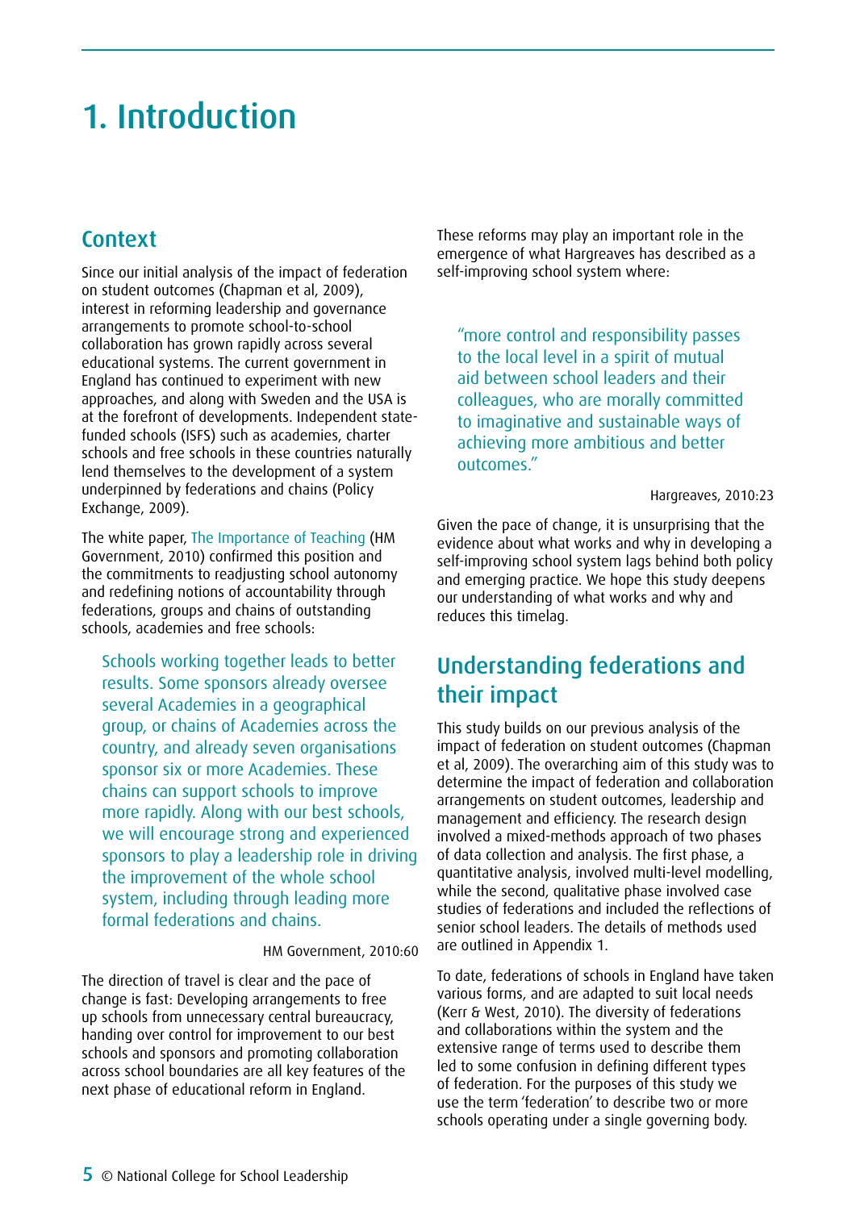# 1. Introduction

## Context

Since our initial analysis of the impact of federation on student outcomes (Chapman et al, 2009), interest in reforming leadership and governance arrangements to promote school-to-school collaboration has grown rapidly across several educational systems. The current government in England has continued to experiment with new approaches, and along with Sweden and the USA is at the forefront of developments. Independent state-funded schools (ISFS) such as academies, charter schools and free schools in these countries naturally lend themselves to the development of a system underpinned by federations and chains (Policy Exchange, 2009).

The white paper, The Importance of Teaching (HM Government, 2010) confirmed this position and the commitments to readjusting school autonomy and redefining notions of accountability through federations, groups and chains of outstanding schools, academies and free schools:

> Schools working together leads to better results. Some sponsors already oversee several Academies in a geographical group, or chains of Academies across the country, and already seven organisations sponsor six or more Academies. These chains can support schools to improve more rapidly. Along with our best schools, we will encourage strong and experienced sponsors to play a leadership role in driving the improvement of the whole school system, including through leading more formal federations and chains.
>
> HM Government, 2010:60

The direction of travel is clear and the pace of change is fast: Developing arrangements to free up schools from unnecessary central bureaucracy, handing over control for improvement to our best schools and sponsors and promoting collaboration across school boundaries are all key features of the next phase of educational reform in England.

These reforms may play an important role in the emergence of what Hargreaves has described as a self-improving school system where:

> "more control and responsibility passes to the local level in a spirit of mutual aid between school leaders and their colleagues, who are morally committed to imaginative and sustainable ways of achieving more ambitious and better outcomes."
>
> Hargreaves, 2010:23

Given the pace of change, it is unsurprising that the evidence about what works and why in developing a self-improving school system lags behind both policy and emerging practice. We hope this study deepens our understanding of what works and why and reduces this timelag.

## Understanding federations and their impact

This study builds on our previous analysis of the impact of federation on student outcomes (Chapman et al, 2009). The overarching aim of this study was to determine the impact of federation and collaboration arrangements on student outcomes, leadership and management and efficiency. The research design involved a mixed-methods approach of two phases of data collection and analysis. The first phase, a quantitative analysis, involved multi-level modelling, while the second, qualitative phase involved case studies of federations and included the reflections of senior school leaders. The details of methods used are outlined in Appendix 1.

To date, federations of schools in England have taken various forms, and are adapted to suit local needs (Kerr & West, 2010). The diversity of federations and collaborations within the system and the extensive range of terms used to describe them led to some confusion in defining different types of federation. For the purposes of this study we use the term 'federation' to describe two or more schools operating under a single governing body.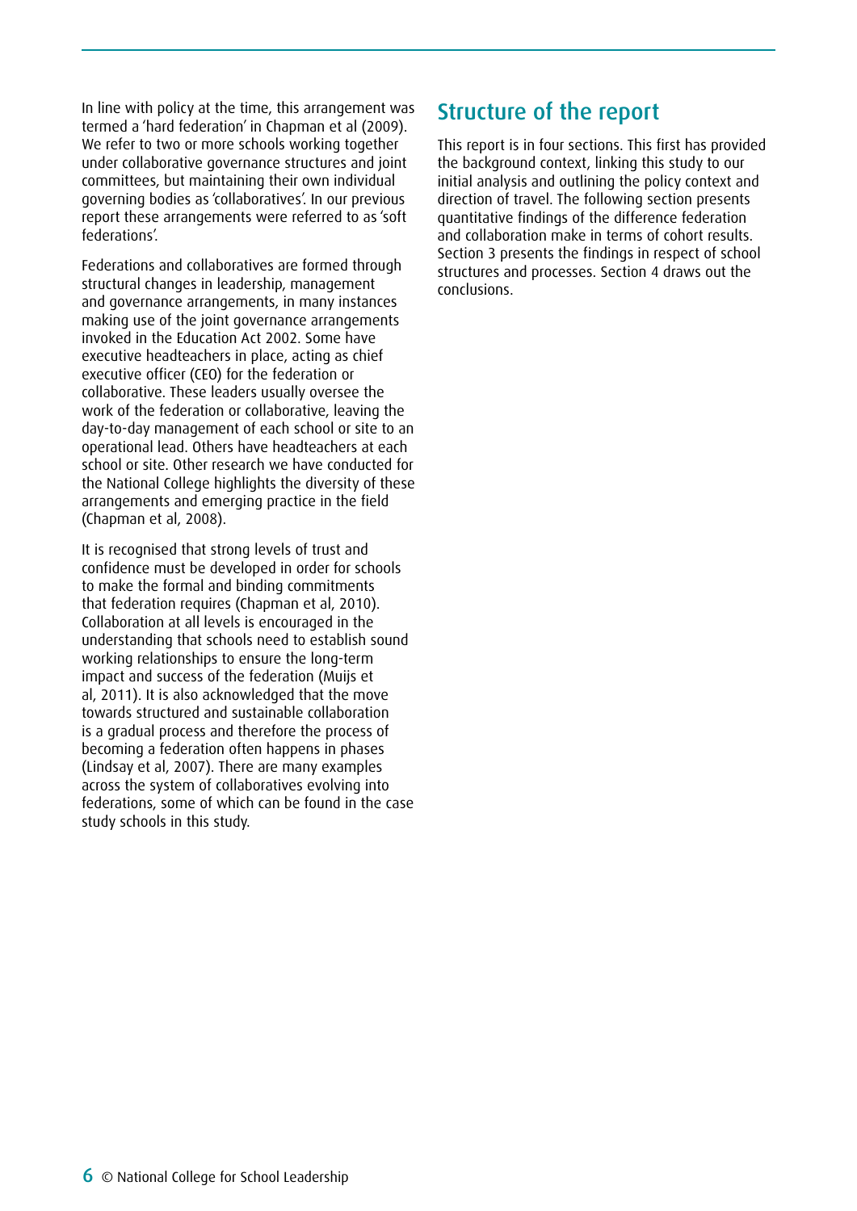In line with policy at the time, this arrangement was termed a 'hard federation' in Chapman et al (2009). We refer to two or more schools working together under collaborative governance structures and joint committees, but maintaining their own individual governing bodies as 'collaboratives'. In our previous report these arrangements were referred to as 'soft federations'.

Federations and collaboratives are formed through structural changes in leadership, management and governance arrangements, in many instances making use of the joint governance arrangements invoked in the Education Act 2002. Some have executive headteachers in place, acting as chief executive officer (CEO) for the federation or collaborative. These leaders usually oversee the work of the federation or collaborative, leaving the day-to-day management of each school or site to an operational lead. Others have headteachers at each school or site. Other research we have conducted for the National College highlights the diversity of these arrangements and emerging practice in the field (Chapman et al, 2008).

It is recognised that strong levels of trust and confidence must be developed in order for schools to make the formal and binding commitments that federation requires (Chapman et al, 2010). Collaboration at all levels is encouraged in the understanding that schools need to establish sound working relationships to ensure the long-term impact and success of the federation (Muijs et al, 2011). It is also acknowledged that the move towards structured and sustainable collaboration is a gradual process and therefore the process of becoming a federation often happens in phases (Lindsay et al, 2007). There are many examples across the system of collaboratives evolving into federations, some of which can be found in the case study schools in this study.

## Structure of the report

This report is in four sections. This first has provided the background context, linking this study to our initial analysis and outlining the policy context and direction of travel. The following section presents quantitative findings of the difference federation and collaboration make in terms of cohort results. Section 3 presents the findings in respect of school structures and processes. Section 4 draws out the conclusions.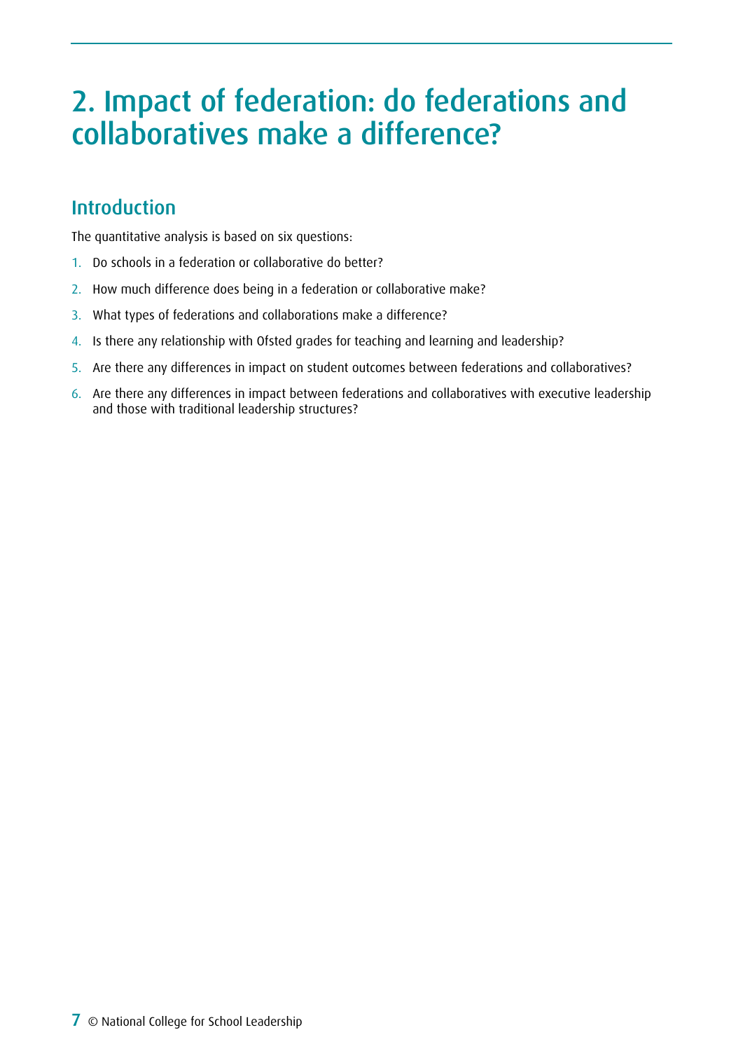# 2. Impact of federation: do federations and collaboratives make a difference?

## Introduction

The quantitative analysis is based on six questions:

1. Do schools in a federation or collaborative do better?
2. How much difference does being in a federation or collaborative make?
3. What types of federations and collaborations make a difference?
4. Is there any relationship with Ofsted grades for teaching and learning and leadership?
5. Are there any differences in impact on student outcomes between federations and collaboratives?
6. Are there any differences in impact between federations and collaboratives with executive leadership and those with traditional leadership structures?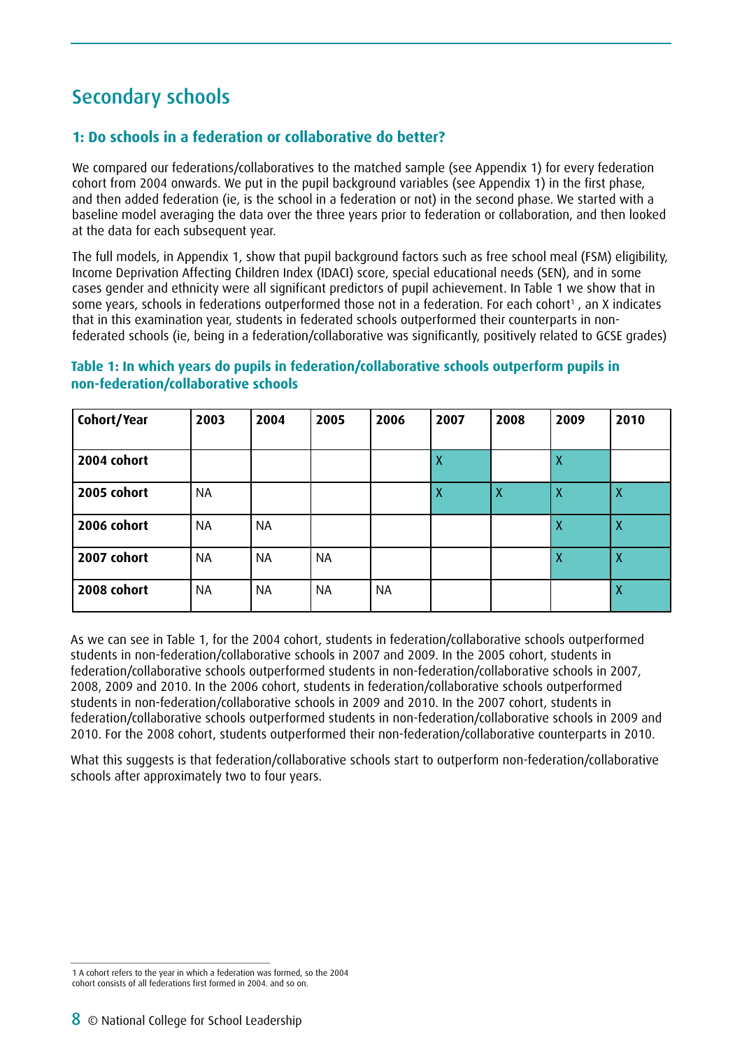## Secondary schools

### 1: Do schools in a federation or collaborative do better?

We compared our federations/collaboratives to the matched sample (see Appendix 1) for every federation cohort from 2004 onwards. We put in the pupil background variables (see Appendix 1) in the first phase, and then added federation (ie, is the school in a federation or not) in the second phase. We started with a baseline model averaging the data over the three years prior to federation or collaboration, and then looked at the data for each subsequent year.

The full models, in Appendix 1, show that pupil background factors such as free school meal (FSM) eligibility, Income Deprivation Affecting Children Index (IDACI) score, special educational needs (SEN), and in some cases gender and ethnicity were all significant predictors of pupil achievement. In Table 1 we show that in some years, schools in federations outperformed those not in a federation. For each cohort[1] , an X indicates that in this examination year, students in federated schools outperformed their counterparts in non-federated schools (ie, being in a federation/collaborative was significantly, positively related to GCSE grades)

**Table 1: In which years do pupils in federation/collaborative schools outperform pupils in non-federation/collaborative schools**

| Cohort/Year | 2003 | 2004 | 2005 | 2006 | 2007 | 2008 | 2009 | 2010 |
|---|---|---|---|---|---|---|---|---|
| 2004 cohort | | | | | X | | X | |
| 2005 cohort | NA | | | | X | X | X | X |
| 2006 cohort | NA | NA | | | | | X | X |
| 2007 cohort | NA | NA | NA | | | | X | X |
| 2008 cohort | NA | NA | NA | NA | | | | X |

As we can see in Table 1, for the 2004 cohort, students in federation/collaborative schools outperformed students in non-federation/collaborative schools in 2007 and 2009. In the 2005 cohort, students in federation/collaborative schools outperformed students in non-federation/collaborative schools in 2007, 2008, 2009 and 2010. In the 2006 cohort, students in federation/collaborative schools outperformed students in non-federation/collaborative schools in 2009 and 2010. In the 2007 cohort, students in federation/collaborative schools outperformed students in non-federation/collaborative schools in 2009 and 2010. For the 2008 cohort, students outperformed their non-federation/collaborative counterparts in 2010.

What this suggests is that federation/collaborative schools start to outperform non-federation/collaborative schools after approximately two to four years.

1 A cohort refers to the year in which a federation was formed, so the 2004 cohort consists of all federations first formed in 2004. and so on.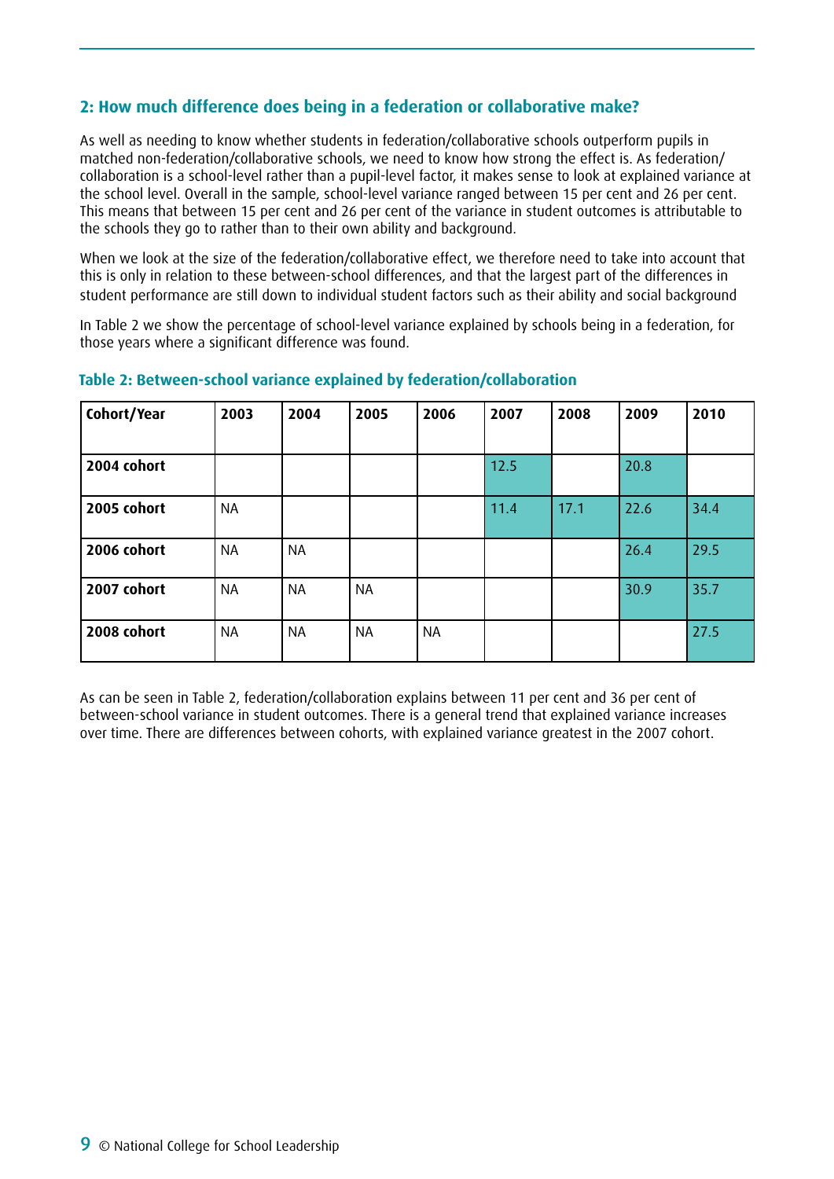## 2: How much difference does being in a federation or collaborative make?

As well as needing to know whether students in federation/collaborative schools outperform pupils in matched non-federation/collaborative schools, we need to know how strong the effect is. As federation/collaboration is a school-level rather than a pupil-level factor, it makes sense to look at explained variance at the school level. Overall in the sample, school-level variance ranged between 15 per cent and 26 per cent. This means that between 15 per cent and 26 per cent of the variance in student outcomes is attributable to the schools they go to rather than to their own ability and background.

When we look at the size of the federation/collaborative effect, we therefore need to take into account that this is only in relation to these between-school differences, and that the largest part of the differences in student performance are still down to individual student factors such as their ability and social background

In Table 2 we show the percentage of school-level variance explained by schools being in a federation, for those years where a significant difference was found.

### Table 2: Between-school variance explained by federation/collaboration

| Cohort/Year | 2003 | 2004 | 2005 | 2006 | 2007 | 2008 | 2009 | 2010 |
|---|---|---|---|---|---|---|---|---|
| **2004 cohort** | | | | | 12.5 | | 20.8 | |
| **2005 cohort** | NA | | | | 11.4 | 17.1 | 22.6 | 34.4 |
| **2006 cohort** | NA | NA | | | | | 26.4 | 29.5 |
| **2007 cohort** | NA | NA | NA | | | | 30.9 | 35.7 |
| **2008 cohort** | NA | NA | NA | NA | | | | 27.5 |

As can be seen in Table 2, federation/collaboration explains between 11 per cent and 36 per cent of between-school variance in student outcomes. There is a general trend that explained variance increases over time. There are differences between cohorts, with explained variance greatest in the 2007 cohort.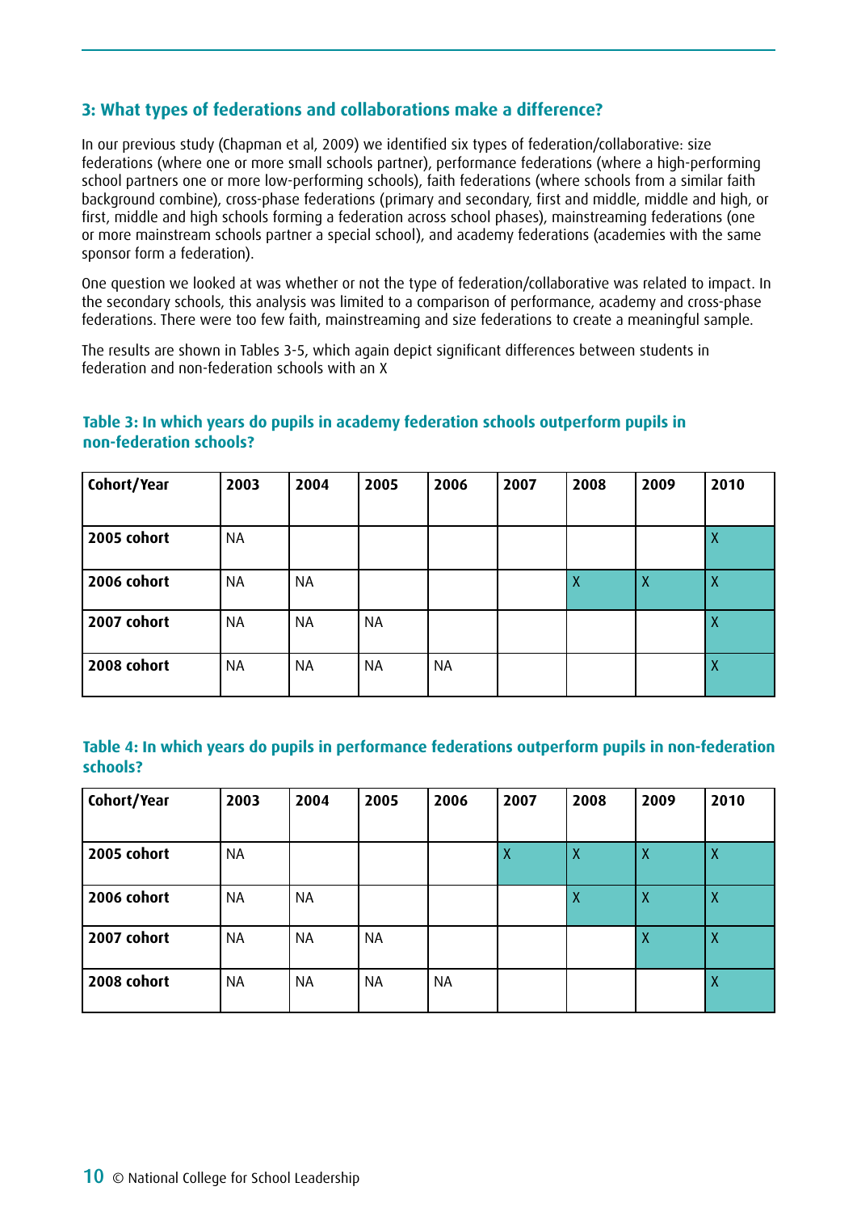## 3: What types of federations and collaborations make a difference?

In our previous study (Chapman et al, 2009) we identified six types of federation/collaborative: size federations (where one or more small schools partner), performance federations (where a high-performing school partners one or more low-performing schools), faith federations (where schools from a similar faith background combine), cross-phase federations (primary and secondary, first and middle, middle and high, or first, middle and high schools forming a federation across school phases), mainstreaming federations (one or more mainstream schools partner a special school), and academy federations (academies with the same sponsor form a federation).

One question we looked at was whether or not the type of federation/collaborative was related to impact. In the secondary schools, this analysis was limited to a comparison of performance, academy and cross-phase federations. There were too few faith, mainstreaming and size federations to create a meaningful sample.

The results are shown in Tables 3-5, which again depict significant differences between students in federation and non-federation schools with an X

**Table 3: In which years do pupils in academy federation schools outperform pupils in non-federation schools?**

| Cohort/Year | 2003 | 2004 | 2005 | 2006 | 2007 | 2008 | 2009 | 2010 |
|---|---|---|---|---|---|---|---|---|
| 2005 cohort | NA | | | | | | | X |
| 2006 cohort | NA | NA | | | | X | X | X |
| 2007 cohort | NA | NA | NA | | | | | X |
| 2008 cohort | NA | NA | NA | NA | | | | X |

**Table 4: In which years do pupils in performance federations outperform pupils in non-federation schools?**

| Cohort/Year | 2003 | 2004 | 2005 | 2006 | 2007 | 2008 | 2009 | 2010 |
|---|---|---|---|---|---|---|---|---|
| 2005 cohort | NA | | | | X | X | X | X |
| 2006 cohort | NA | NA | | | | X | X | X |
| 2007 cohort | NA | NA | NA | | | | X | X |
| 2008 cohort | NA | NA | NA | NA | | | | X |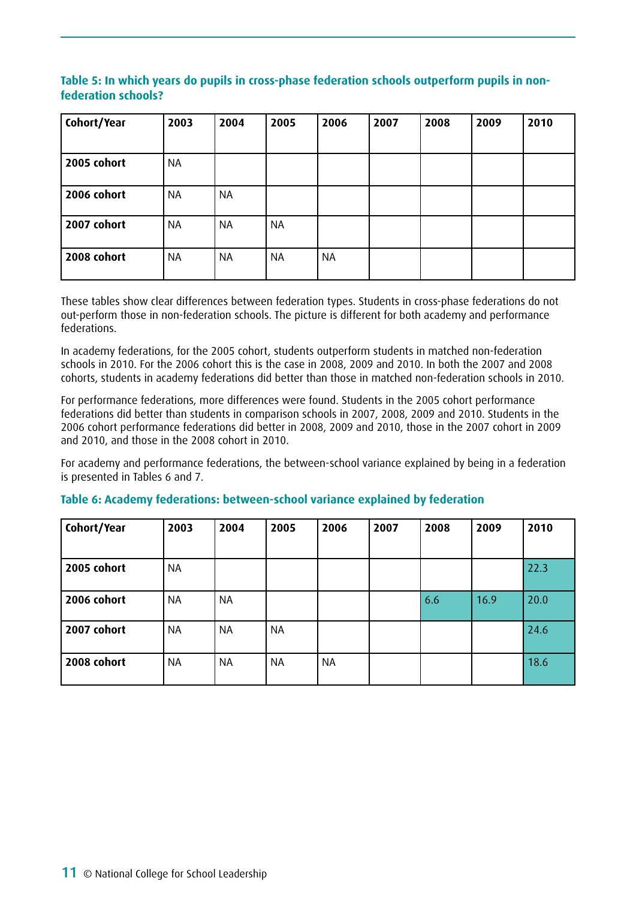**Table 5: In which years do pupils in cross-phase federation schools outperform pupils in non-federation schools?**

| Cohort/Year | 2003 | 2004 | 2005 | 2006 | 2007 | 2008 | 2009 | 2010 |
|---|---|---|---|---|---|---|---|---|
| 2005 cohort | NA | | | | | | | |
| 2006 cohort | NA | NA | | | | | | |
| 2007 cohort | NA | NA | NA | | | | | |
| 2008 cohort | NA | NA | NA | NA | | | | |

These tables show clear differences between federation types. Students in cross-phase federations do not out-perform those in non-federation schools. The picture is different for both academy and performance federations.

In academy federations, for the 2005 cohort, students outperform students in matched non-federation schools in 2010. For the 2006 cohort this is the case in 2008, 2009 and 2010. In both the 2007 and 2008 cohorts, students in academy federations did better than those in matched non-federation schools in 2010.

For performance federations, more differences were found. Students in the 2005 cohort performance federations did better than students in comparison schools in 2007, 2008, 2009 and 2010. Students in the 2006 cohort performance federations did better in 2008, 2009 and 2010, those in the 2007 cohort in 2009 and 2010, and those in the 2008 cohort in 2010.

For academy and performance federations, the between-school variance explained by being in a federation is presented in Tables 6 and 7.

**Table 6: Academy federations: between-school variance explained by federation**

| Cohort/Year | 2003 | 2004 | 2005 | 2006 | 2007 | 2008 | 2009 | 2010 |
|---|---|---|---|---|---|---|---|---|
| 2005 cohort | NA | | | | | | | 22.3 |
| 2006 cohort | NA | NA | | | | 6.6 | 16.9 | 20.0 |
| 2007 cohort | NA | NA | NA | | | | | 24.6 |
| 2008 cohort | NA | NA | NA | NA | | | | 18.6 |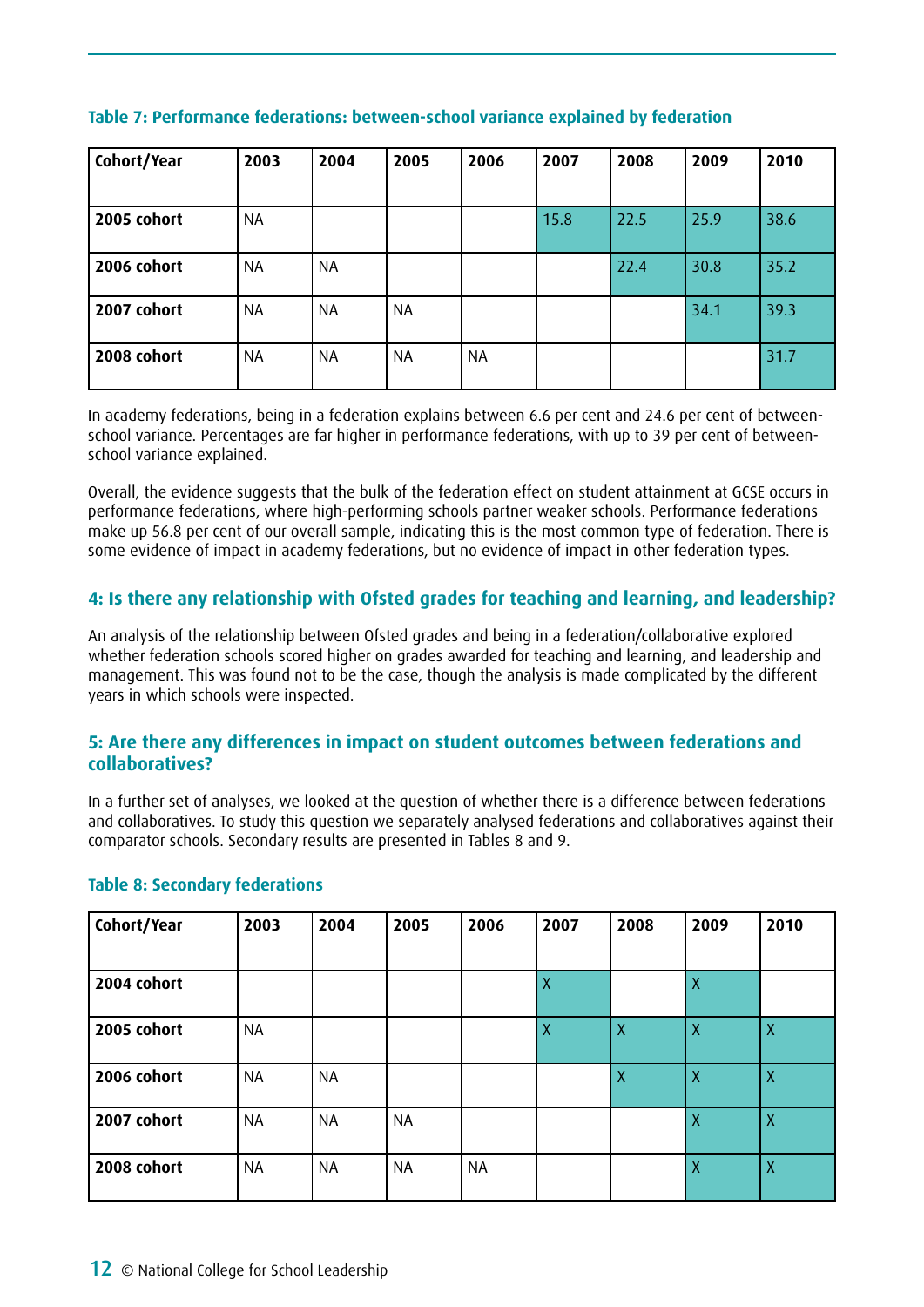**Table 7: Performance federations: between-school variance explained by federation**

| Cohort/Year | 2003 | 2004 | 2005 | 2006 | 2007 | 2008 | 2009 | 2010 |
|---|---|---|---|---|---|---|---|---|
| **2005 cohort** | NA | | | | 15.8 | 22.5 | 25.9 | 38.6 |
| **2006 cohort** | NA | NA | | | | 22.4 | 30.8 | 35.2 |
| **2007 cohort** | NA | NA | NA | | | | 34.1 | 39.3 |
| **2008 cohort** | NA | NA | NA | NA | | | | 31.7 |

In academy federations, being in a federation explains between 6.6 per cent and 24.6 per cent of between-school variance. Percentages are far higher in performance federations, with up to 39 per cent of between-school variance explained.

Overall, the evidence suggests that the bulk of the federation effect on student attainment at GCSE occurs in performance federations, where high-performing schools partner weaker schools. Performance federations make up 56.8 per cent of our overall sample, indicating this is the most common type of federation. There is some evidence of impact in academy federations, but no evidence of impact in other federation types.

## 4: Is there any relationship with Ofsted grades for teaching and learning, and leadership?

An analysis of the relationship between Ofsted grades and being in a federation/collaborative explored whether federation schools scored higher on grades awarded for teaching and learning, and leadership and management. This was found not to be the case, though the analysis is made complicated by the different years in which schools were inspected.

## 5: Are there any differences in impact on student outcomes between federations and collaboratives?

In a further set of analyses, we looked at the question of whether there is a difference between federations and collaboratives. To study this question we separately analysed federations and collaboratives against their comparator schools. Secondary results are presented in Tables 8 and 9.

**Table 8: Secondary federations**

| Cohort/Year | 2003 | 2004 | 2005 | 2006 | 2007 | 2008 | 2009 | 2010 |
|---|---|---|---|---|---|---|---|---|
| **2004 cohort** | | | | | X | | X | |
| **2005 cohort** | NA | | | | X | X | X | X |
| **2006 cohort** | NA | NA | | | | X | X | X |
| **2007 cohort** | NA | NA | NA | | | | X | X |
| **2008 cohort** | NA | NA | NA | NA | | | X | X |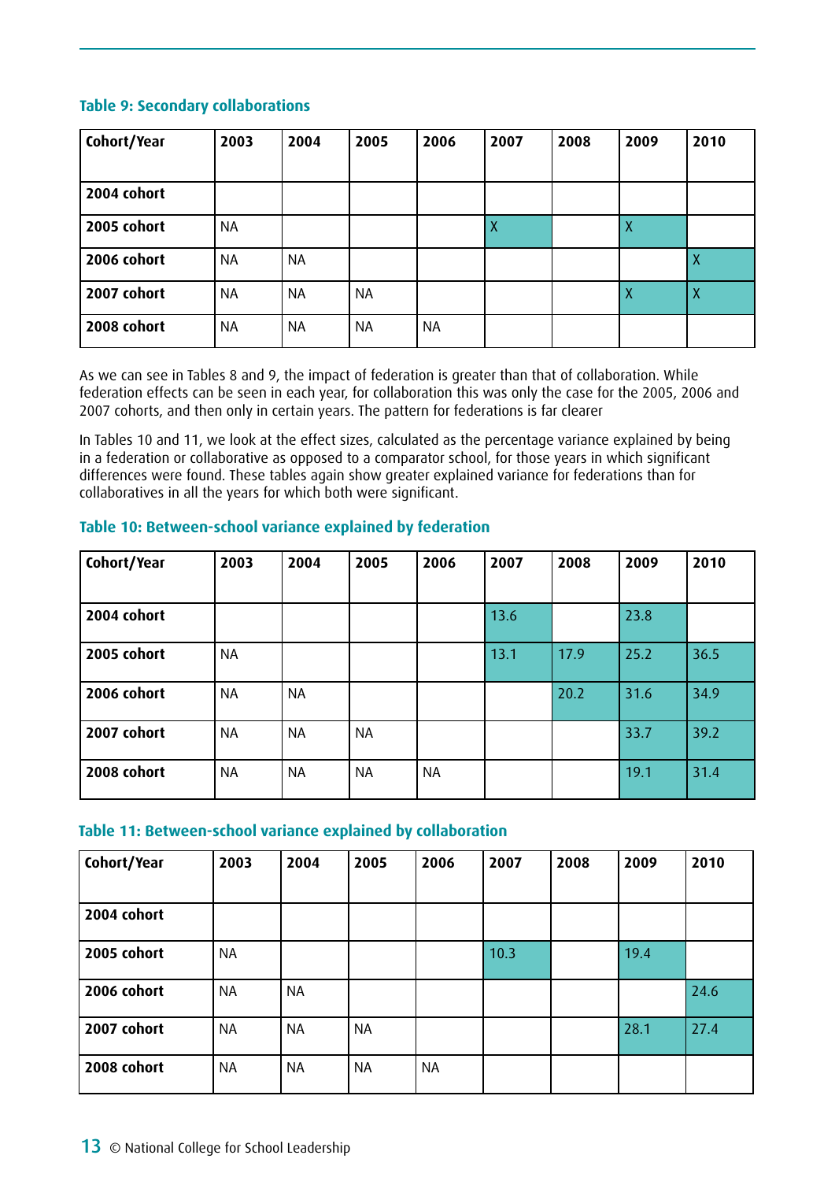**Table 9: Secondary collaborations**

| Cohort/Year | 2003 | 2004 | 2005 | 2006 | 2007 | 2008 | 2009 | 2010 |
|---|---|---|---|---|---|---|---|---|
| 2004 cohort | | | | | | | | |
| 2005 cohort | NA | | | | X | | X | |
| 2006 cohort | NA | NA | | | | | | X |
| 2007 cohort | NA | NA | NA | | | | X | X |
| 2008 cohort | NA | NA | NA | NA | | | | |

As we can see in Tables 8 and 9, the impact of federation is greater than that of collaboration. While federation effects can be seen in each year, for collaboration this was only the case for the 2005, 2006 and 2007 cohorts, and then only in certain years. The pattern for federations is far clearer

In Tables 10 and 11, we look at the effect sizes, calculated as the percentage variance explained by being in a federation or collaborative as opposed to a comparator school, for those years in which significant differences were found. These tables again show greater explained variance for federations than for collaboratives in all the years for which both were significant.

**Table 10: Between-school variance explained by federation**

| Cohort/Year | 2003 | 2004 | 2005 | 2006 | 2007 | 2008 | 2009 | 2010 |
|---|---|---|---|---|---|---|---|---|
| 2004 cohort | | | | | 13.6 | | 23.8 | |
| 2005 cohort | NA | | | | 13.1 | 17.9 | 25.2 | 36.5 |
| 2006 cohort | NA | NA | | | | 20.2 | 31.6 | 34.9 |
| 2007 cohort | NA | NA | NA | | | | 33.7 | 39.2 |
| 2008 cohort | NA | NA | NA | NA | | | 19.1 | 31.4 |

**Table 11: Between-school variance explained by collaboration**

| Cohort/Year | 2003 | 2004 | 2005 | 2006 | 2007 | 2008 | 2009 | 2010 |
|---|---|---|---|---|---|---|---|---|
| 2004 cohort | | | | | | | | |
| 2005 cohort | NA | | | | 10.3 | | 19.4 | |
| 2006 cohort | NA | NA | | | | | | 24.6 |
| 2007 cohort | NA | NA | NA | | | | 28.1 | 27.4 |
| 2008 cohort | NA | NA | NA | NA | | | | |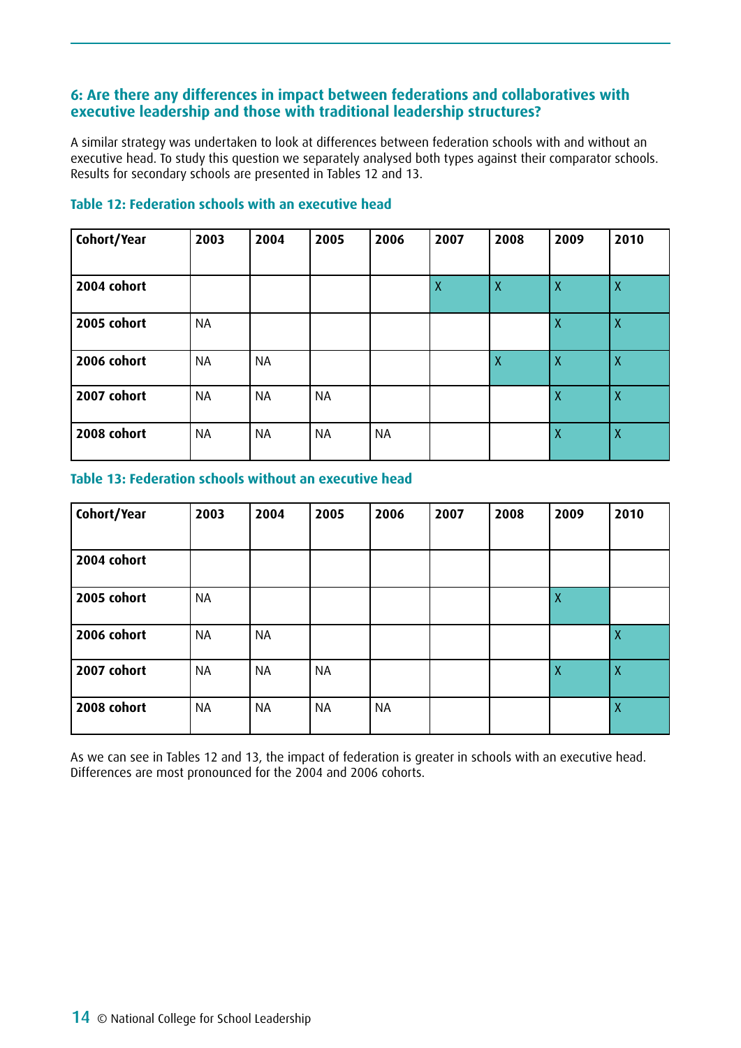### 6: Are there any differences in impact between federations and collaboratives with executive leadership and those with traditional leadership structures?

A similar strategy was undertaken to look at differences between federation schools with and without an executive head. To study this question we separately analysed both types against their comparator schools. Results for secondary schools are presented in Tables 12 and 13.

**Table 12: Federation schools with an executive head**

| Cohort/Year | 2003 | 2004 | 2005 | 2006 | 2007 | 2008 | 2009 | 2010 |
|---|---|---|---|---|---|---|---|---|
| 2004 cohort | | | | | X | X | X | X |
| 2005 cohort | NA | | | | | | X | X |
| 2006 cohort | NA | NA | | | | X | X | X |
| 2007 cohort | NA | NA | NA | | | | X | X |
| 2008 cohort | NA | NA | NA | NA | | | X | X |

**Table 13: Federation schools without an executive head**

| Cohort/Year | 2003 | 2004 | 2005 | 2006 | 2007 | 2008 | 2009 | 2010 |
|---|---|---|---|---|---|---|---|---|
| 2004 cohort | | | | | | | | |
| 2005 cohort | NA | | | | | | X | |
| 2006 cohort | NA | NA | | | | | | X |
| 2007 cohort | NA | NA | NA | | | | X | X |
| 2008 cohort | NA | NA | NA | NA | | | | X |

As we can see in Tables 12 and 13, the impact of federation is greater in schools with an executive head. Differences are most pronounced for the 2004 and 2006 cohorts.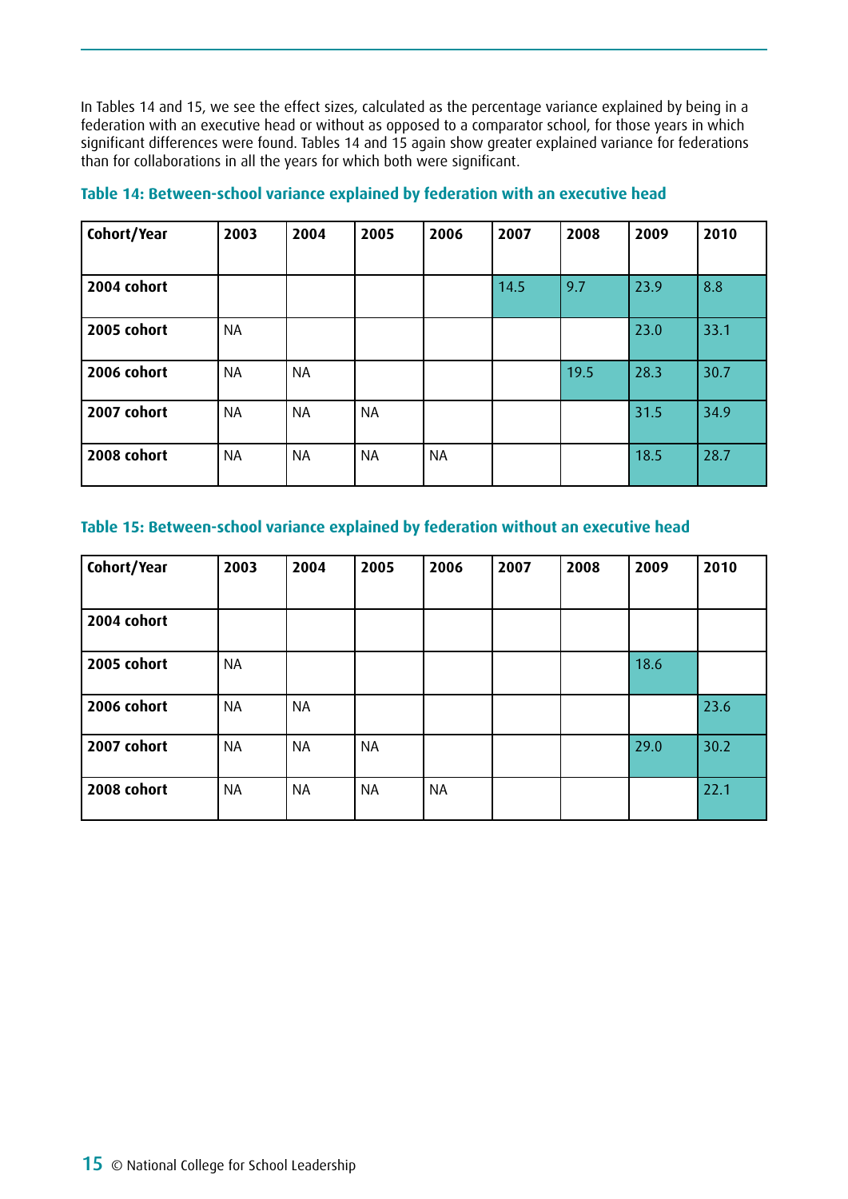In Tables 14 and 15, we see the effect sizes, calculated as the percentage variance explained by being in a federation with an executive head or without as opposed to a comparator school, for those years in which significant differences were found. Tables 14 and 15 again show greater explained variance for federations than for collaborations in all the years for which both were significant.

### Table 14: Between-school variance explained by federation with an executive head

| Cohort/Year | 2003 | 2004 | 2005 | 2006 | 2007 | 2008 | 2009 | 2010 |
|---|---|---|---|---|---|---|---|---|
| **2004 cohort** | | | | | 14.5 | 9.7 | 23.9 | 8.8 |
| **2005 cohort** | NA | | | | | | 23.0 | 33.1 |
| **2006 cohort** | NA | NA | | | | 19.5 | 28.3 | 30.7 |
| **2007 cohort** | NA | NA | NA | | | | 31.5 | 34.9 |
| **2008 cohort** | NA | NA | NA | NA | | | 18.5 | 28.7 |

### Table 15: Between-school variance explained by federation without an executive head

| Cohort/Year | 2003 | 2004 | 2005 | 2006 | 2007 | 2008 | 2009 | 2010 |
|---|---|---|---|---|---|---|---|---|
| **2004 cohort** | | | | | | | | |
| **2005 cohort** | NA | | | | | | 18.6 | |
| **2006 cohort** | NA | NA | | | | | | 23.6 |
| **2007 cohort** | NA | NA | NA | | | | 29.0 | 30.2 |
| **2008 cohort** | NA | NA | NA | NA | | | | 22.1 |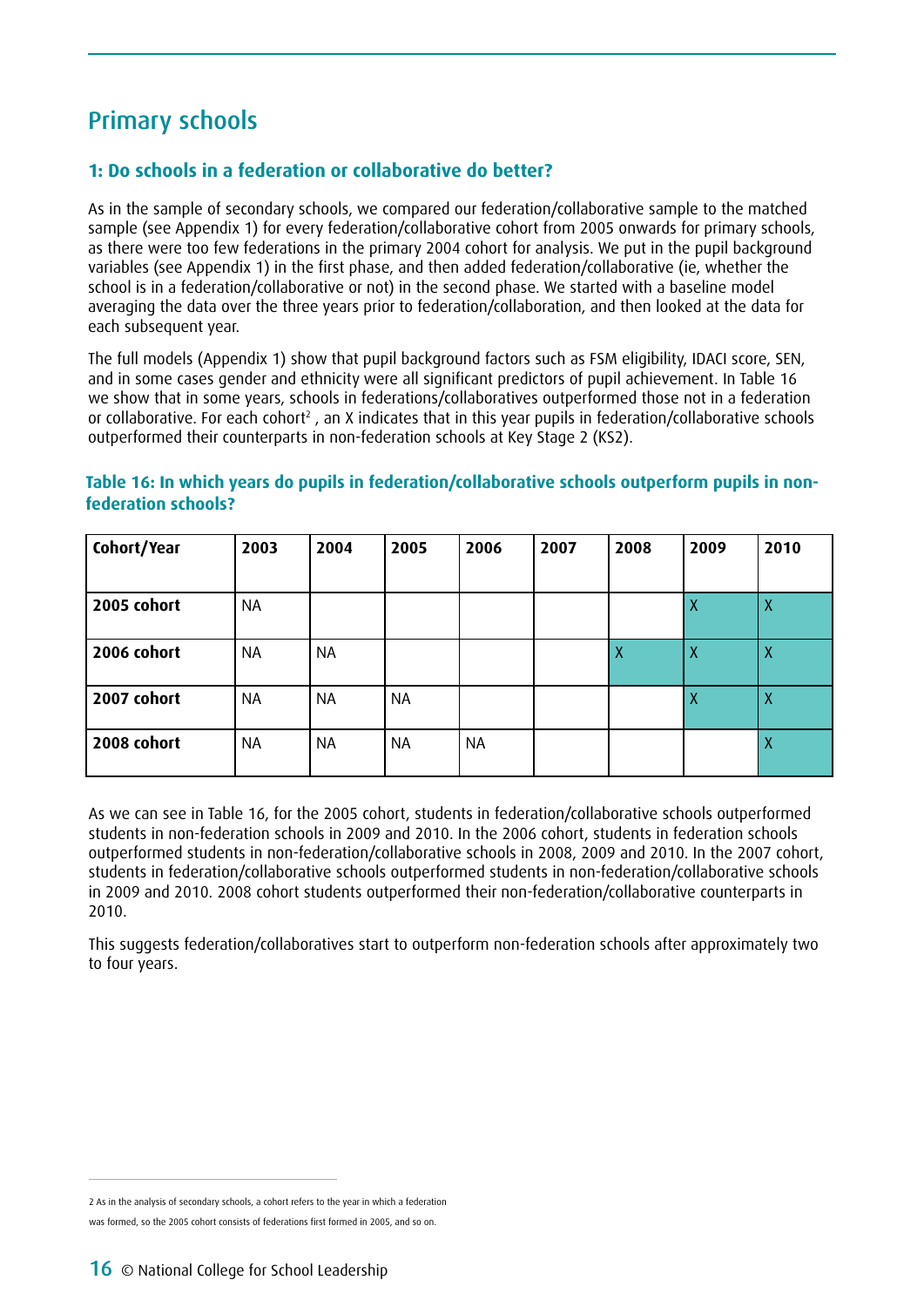## Primary schools

### 1: Do schools in a federation or collaborative do better?

As in the sample of secondary schools, we compared our federation/collaborative sample to the matched sample (see Appendix 1) for every federation/collaborative cohort from 2005 onwards for primary schools, as there were too few federations in the primary 2004 cohort for analysis. We put in the pupil background variables (see Appendix 1) in the first phase, and then added federation/collaborative (ie, whether the school is in a federation/collaborative or not) in the second phase. We started with a baseline model averaging the data over the three years prior to federation/collaboration, and then looked at the data for each subsequent year.

The full models (Appendix 1) show that pupil background factors such as FSM eligibility, IDACI score, SEN, and in some cases gender and ethnicity were all significant predictors of pupil achievement. In Table 16 we show that in some years, schools in federations/collaboratives outperformed those not in a federation or collaborative. For each cohort[2] , an X indicates that in this year pupils in federation/collaborative schools outperformed their counterparts in non-federation schools at Key Stage 2 (KS2).

**Table 16: In which years do pupils in federation/collaborative schools outperform pupils in non-federation schools?**

| Cohort/Year | 2003 | 2004 | 2005 | 2006 | 2007 | 2008 | 2009 | 2010 |
|---|---|---|---|---|---|---|---|---|
| **2005 cohort** | NA | | | | | | X | X |
| **2006 cohort** | NA | NA | | | | X | X | X |
| **2007 cohort** | NA | NA | NA | | | | X | X |
| **2008 cohort** | NA | NA | NA | NA | | | | X |

As we can see in Table 16, for the 2005 cohort, students in federation/collaborative schools outperformed students in non-federation schools in 2009 and 2010. In the 2006 cohort, students in federation schools outperformed students in non-federation/collaborative schools in 2008, 2009 and 2010. In the 2007 cohort, students in federation/collaborative schools outperformed students in non-federation/collaborative schools in 2009 and 2010. 2008 cohort students outperformed their non-federation/collaborative counterparts in 2010.

This suggests federation/collaboratives start to outperform non-federation schools after approximately two to four years.

---

2 As in the analysis of secondary schools, a cohort refers to the year in which a federation was formed, so the 2005 cohort consists of federations first formed in 2005, and so on.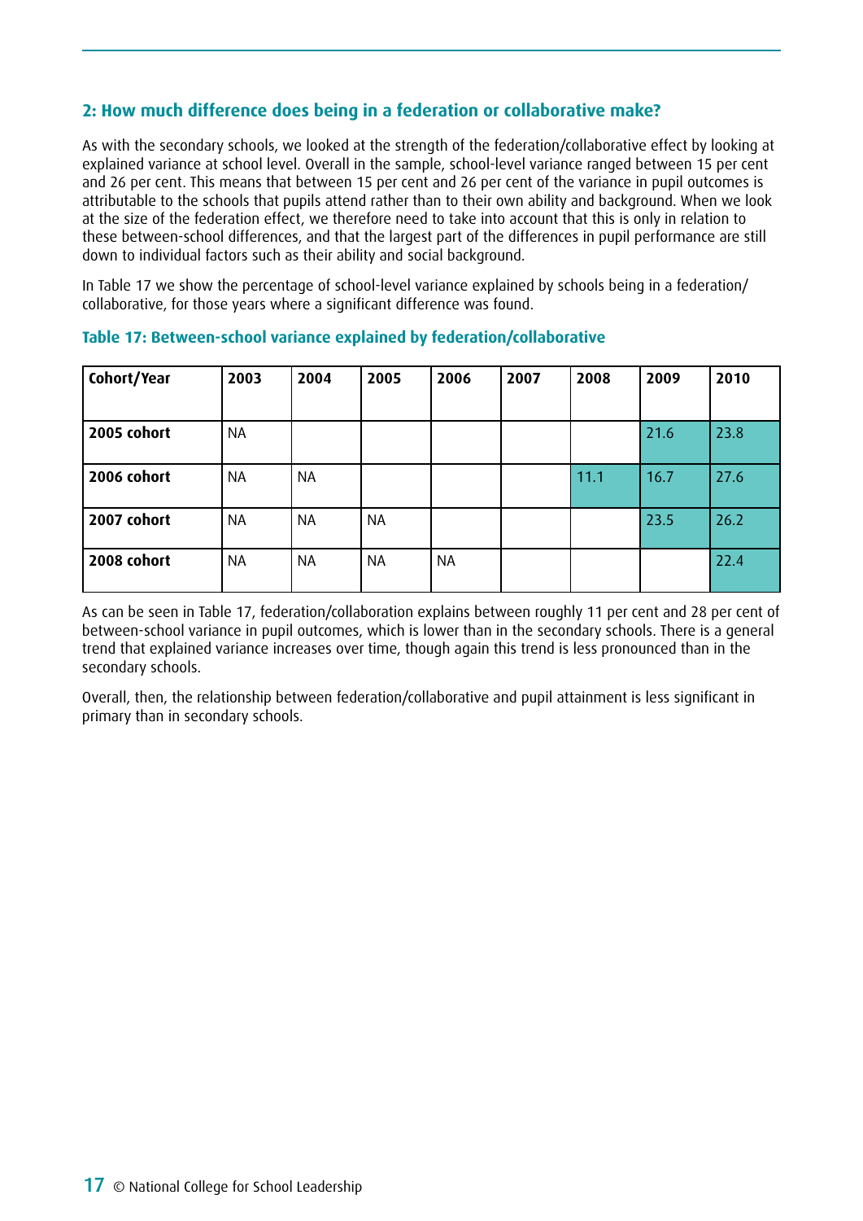## 2: How much difference does being in a federation or collaborative make?

As with the secondary schools, we looked at the strength of the federation/collaborative effect by looking at explained variance at school level. Overall in the sample, school-level variance ranged between 15 per cent and 26 per cent. This means that between 15 per cent and 26 per cent of the variance in pupil outcomes is attributable to the schools that pupils attend rather than to their own ability and background. When we look at the size of the federation effect, we therefore need to take into account that this is only in relation to these between-school differences, and that the largest part of the differences in pupil performance are still down to individual factors such as their ability and social background.

In Table 17 we show the percentage of school-level variance explained by schools being in a federation/collaborative, for those years where a significant difference was found.

**Table 17: Between-school variance explained by federation/collaborative**

| Cohort/Year | 2003 | 2004 | 2005 | 2006 | 2007 | 2008 | 2009 | 2010 |
|---|---|---|---|---|---|---|---|---|
| **2005 cohort** | NA | | | | | | 21.6 | 23.8 |
| **2006 cohort** | NA | NA | | | | 11.1 | 16.7 | 27.6 |
| **2007 cohort** | NA | NA | NA | | | | 23.5 | 26.2 |
| **2008 cohort** | NA | NA | NA | NA | | | | 22.4 |

As can be seen in Table 17, federation/collaboration explains between roughly 11 per cent and 28 per cent of between-school variance in pupil outcomes, which is lower than in the secondary schools. There is a general trend that explained variance increases over time, though again this trend is less pronounced than in the secondary schools.

Overall, then, the relationship between federation/collaborative and pupil attainment is less significant in primary than in secondary schools.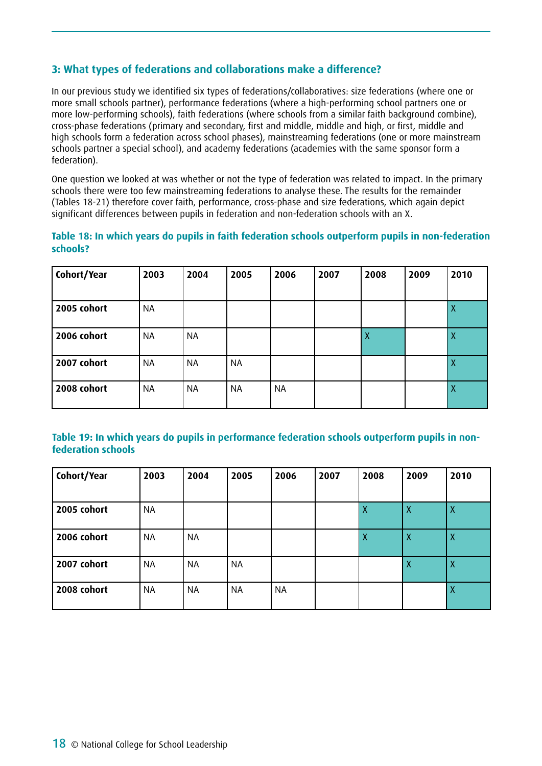## 3: What types of federations and collaborations make a difference?

In our previous study we identified six types of federations/collaboratives: size federations (where one or more small schools partner), performance federations (where a high-performing school partners one or more low-performing schools), faith federations (where schools from a similar faith background combine), cross-phase federations (primary and secondary, first and middle, middle and high, or first, middle and high schools form a federation across school phases), mainstreaming federations (one or more mainstream schools partner a special school), and academy federations (academies with the same sponsor form a federation).

One question we looked at was whether or not the type of federation was related to impact. In the primary schools there were too few mainstreaming federations to analyse these. The results for the remainder (Tables 18-21) therefore cover faith, performance, cross-phase and size federations, which again depict significant differences between pupils in federation and non-federation schools with an X.

### Table 18: In which years do pupils in faith federation schools outperform pupils in non-federation schools?

| Cohort/Year | 2003 | 2004 | 2005 | 2006 | 2007 | 2008 | 2009 | 2010 |
|---|---|---|---|---|---|---|---|---|
| **2005 cohort** | NA | | | | | | | X |
| **2006 cohort** | NA | NA | | | | X | | X |
| **2007 cohort** | NA | NA | NA | | | | | X |
| **2008 cohort** | NA | NA | NA | NA | | | | X |

### Table 19: In which years do pupils in performance federation schools outperform pupils in non-federation schools

| Cohort/Year | 2003 | 2004 | 2005 | 2006 | 2007 | 2008 | 2009 | 2010 |
|---|---|---|---|---|---|---|---|---|
| **2005 cohort** | NA | | | | | X | X | X |
| **2006 cohort** | NA | NA | | | | X | X | X |
| **2007 cohort** | NA | NA | NA | | | | X | X |
| **2008 cohort** | NA | NA | NA | NA | | | | X |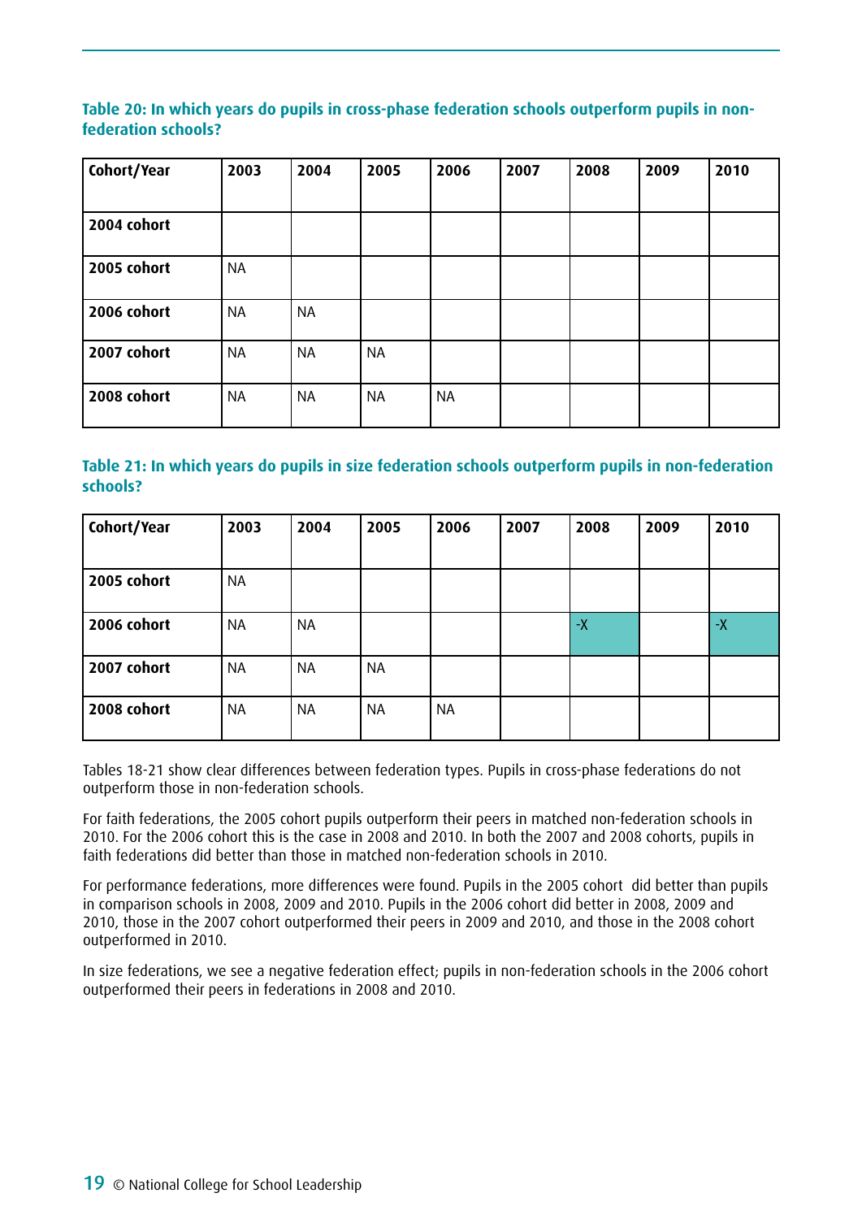**Table 20: In which years do pupils in cross-phase federation schools outperform pupils in non-federation schools?**

| Cohort/Year | 2003 | 2004 | 2005 | 2006 | 2007 | 2008 | 2009 | 2010 |
|---|---|---|---|---|---|---|---|---|
| **2004 cohort** | | | | | | | | |
| **2005 cohort** | NA | | | | | | | |
| **2006 cohort** | NA | NA | | | | | | |
| **2007 cohort** | NA | NA | NA | | | | | |
| **2008 cohort** | NA | NA | NA | NA | | | | |

**Table 21: In which years do pupils in size federation schools outperform pupils in non-federation schools?**

| Cohort/Year | 2003 | 2004 | 2005 | 2006 | 2007 | 2008 | 2009 | 2010 |
|---|---|---|---|---|---|---|---|---|
| **2005 cohort** | NA | | | | | | | |
| **2006 cohort** | NA | NA | | | | -X | | -X |
| **2007 cohort** | NA | NA | NA | | | | | |
| **2008 cohort** | NA | NA | NA | NA | | | | |

Tables 18-21 show clear differences between federation types. Pupils in cross-phase federations do not outperform those in non-federation schools.

For faith federations, the 2005 cohort pupils outperform their peers in matched non-federation schools in 2010. For the 2006 cohort this is the case in 2008 and 2010. In both the 2007 and 2008 cohorts, pupils in faith federations did better than those in matched non-federation schools in 2010.

For performance federations, more differences were found. Pupils in the 2005 cohort did better than pupils in comparison schools in 2008, 2009 and 2010. Pupils in the 2006 cohort did better in 2008, 2009 and 2010, those in the 2007 cohort outperformed their peers in 2009 and 2010, and those in the 2008 cohort outperformed in 2010.

In size federations, we see a negative federation effect; pupils in non-federation schools in the 2006 cohort outperformed their peers in federations in 2008 and 2010.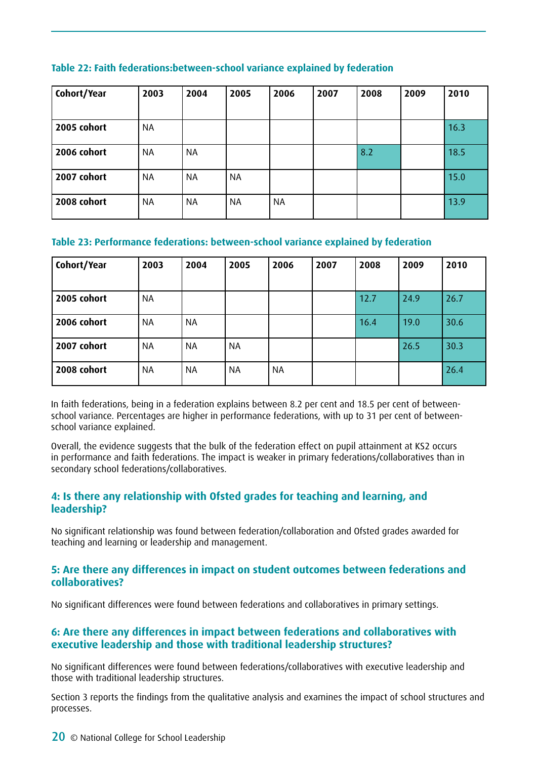**Table 22: Faith federations:between-school variance explained by federation**

| Cohort/Year | 2003 | 2004 | 2005 | 2006 | 2007 | 2008 | 2009 | 2010 |
|---|---|---|---|---|---|---|---|---|
| 2005 cohort | NA | | | | | | | 16.3 |
| 2006 cohort | NA | NA | | | | 8.2 | | 18.5 |
| 2007 cohort | NA | NA | NA | | | | | 15.0 |
| 2008 cohort | NA | NA | NA | NA | | | | 13.9 |

**Table 23: Performance federations: between-school variance explained by federation**

| Cohort/Year | 2003 | 2004 | 2005 | 2006 | 2007 | 2008 | 2009 | 2010 |
|---|---|---|---|---|---|---|---|---|
| 2005 cohort | NA | | | | | 12.7 | 24.9 | 26.7 |
| 2006 cohort | NA | NA | | | | 16.4 | 19.0 | 30.6 |
| 2007 cohort | NA | NA | NA | | | | 26.5 | 30.3 |
| 2008 cohort | NA | NA | NA | NA | | | | 26.4 |

In faith federations, being in a federation explains between 8.2 per cent and 18.5 per cent of between-school variance. Percentages are higher in performance federations, with up to 31 per cent of between-school variance explained.

Overall, the evidence suggests that the bulk of the federation effect on pupil attainment at KS2 occurs in performance and faith federations. The impact is weaker in primary federations/collaboratives than in secondary school federations/collaboratives.

### 4: Is there any relationship with Ofsted grades for teaching and learning, and leadership?

No significant relationship was found between federation/collaboration and Ofsted grades awarded for teaching and learning or leadership and management.

### 5: Are there any differences in impact on student outcomes between federations and collaboratives?

No significant differences were found between federations and collaboratives in primary settings.

### 6: Are there any differences in impact between federations and collaboratives with executive leadership and those with traditional leadership structures?

No significant differences were found between federations/collaboratives with executive leadership and those with traditional leadership structures.

Section 3 reports the findings from the qualitative analysis and examines the impact of school structures and processes.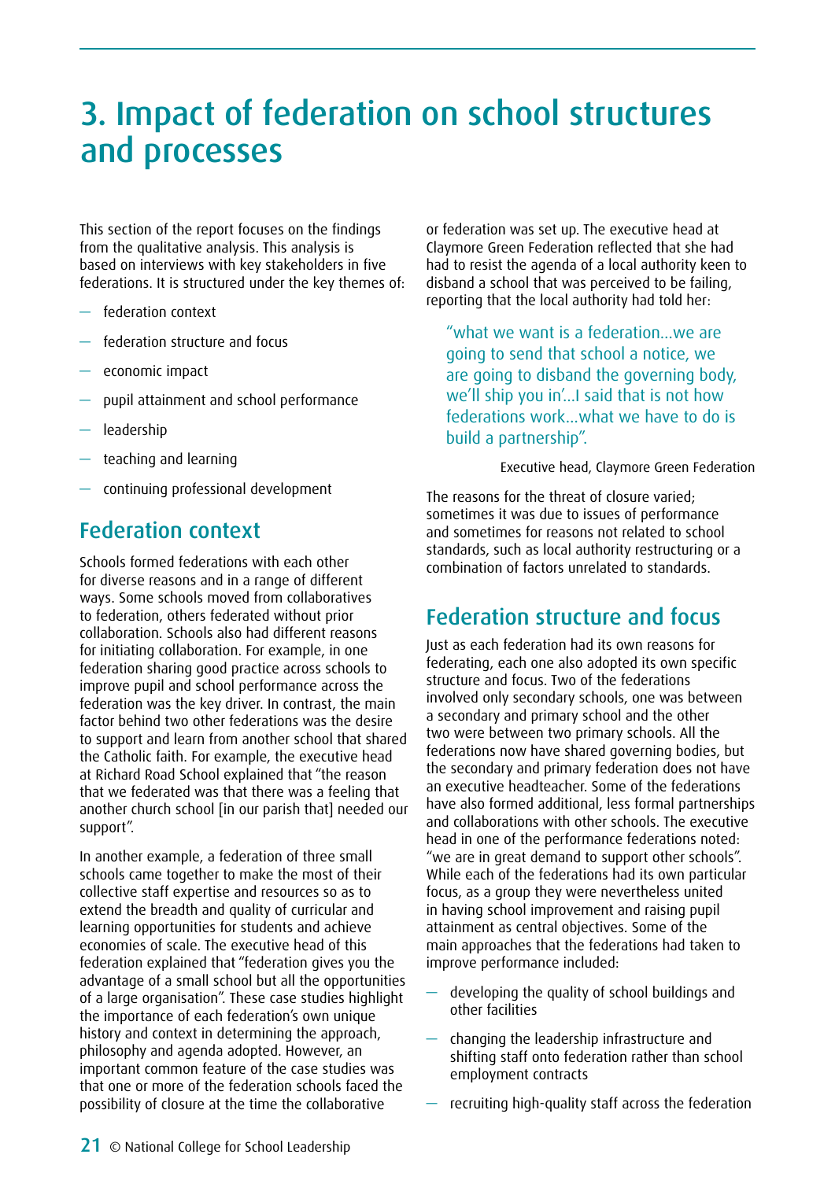# 3. Impact of federation on school structures and processes

This section of the report focuses on the findings from the qualitative analysis. This analysis is based on interviews with key stakeholders in five federations. It is structured under the key themes of:

- federation context
- federation structure and focus
- economic impact
- pupil attainment and school performance
- leadership
- teaching and learning
- continuing professional development

## Federation context

Schools formed federations with each other for diverse reasons and in a range of different ways. Some schools moved from collaboratives to federation, others federated without prior collaboration. Schools also had different reasons for initiating collaboration. For example, in one federation sharing good practice across schools to improve pupil and school performance across the federation was the key driver. In contrast, the main factor behind two other federations was the desire to support and learn from another school that shared the Catholic faith. For example, the executive head at Richard Road School explained that "the reason that we federated was that there was a feeling that another church school [in our parish that] needed our support".

In another example, a federation of three small schools came together to make the most of their collective staff expertise and resources so as to extend the breadth and quality of curricular and learning opportunities for students and achieve economies of scale. The executive head of this federation explained that "federation gives you the advantage of a small school but all the opportunities of a large organisation". These case studies highlight the importance of each federation's own unique history and context in determining the approach, philosophy and agenda adopted. However, an important common feature of the case studies was that one or more of the federation schools faced the possibility of closure at the time the collaborative or federation was set up. The executive head at Claymore Green Federation reflected that she had had to resist the agenda of a local authority keen to disband a school that was perceived to be failing, reporting that the local authority had told her:

> "what we want is a federation...we are going to send that school a notice, we are going to disband the governing body, we'll ship you in'...I said that is not how federations work...what we have to do is build a partnership".
>
> Executive head, Claymore Green Federation

The reasons for the threat of closure varied; sometimes it was due to issues of performance and sometimes for reasons not related to school standards, such as local authority restructuring or a combination of factors unrelated to standards.

## Federation structure and focus

Just as each federation had its own reasons for federating, each one also adopted its own specific structure and focus. Two of the federations involved only secondary schools, one was between a secondary and primary school and the other two were between two primary schools. All the federations now have shared governing bodies, but the secondary and primary federation does not have an executive headteacher. Some of the federations have also formed additional, less formal partnerships and collaborations with other schools. The executive head in one of the performance federations noted: "we are in great demand to support other schools". While each of the federations had its own particular focus, as a group they were nevertheless united in having school improvement and raising pupil attainment as central objectives. Some of the main approaches that the federations had taken to improve performance included:

- developing the quality of school buildings and other facilities
- changing the leadership infrastructure and shifting staff onto federation rather than school employment contracts
- recruiting high-quality staff across the federation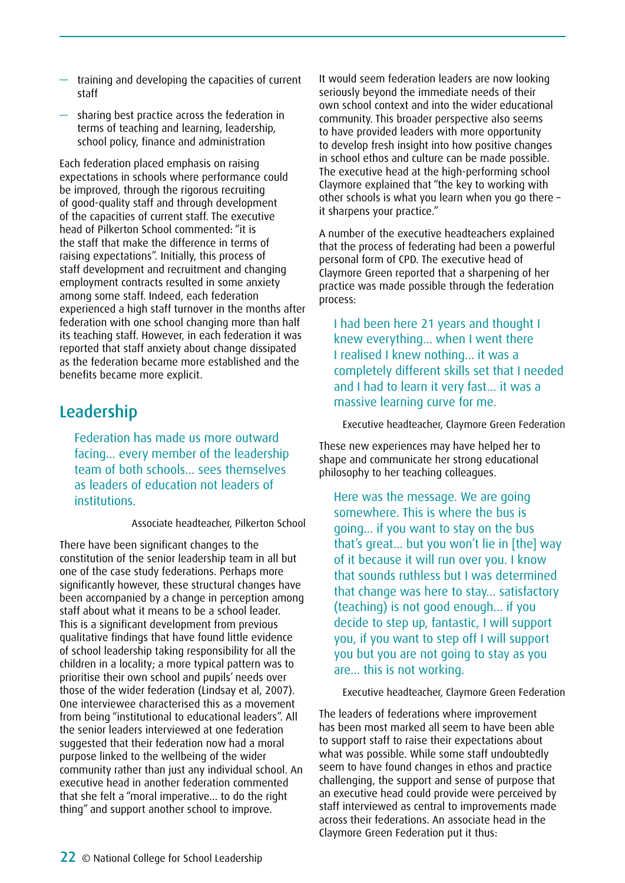- training and developing the capacities of current staff
- sharing best practice across the federation in terms of teaching and learning, leadership, school policy, finance and administration

Each federation placed emphasis on raising expectations in schools where performance could be improved, through the rigorous recruiting of good-quality staff and through development of the capacities of current staff. The executive head of Pilkerton School commented: "it is the staff that make the difference in terms of raising expectations". Initially, this process of staff development and recruitment and changing employment contracts resulted in some anxiety among some staff. Indeed, each federation experienced a high staff turnover in the months after federation with one school changing more than half its teaching staff. However, in each federation it was reported that staff anxiety about change dissipated as the federation became more established and the benefits became more explicit.

## Leadership

> Federation has made us more outward facing… every member of the leadership team of both schools… sees themselves as leaders of education not leaders of institutions.
>
> Associate headteacher, Pilkerton School

There have been significant changes to the constitution of the senior leadership team in all but one of the case study federations. Perhaps more significantly however, these structural changes have been accompanied by a change in perception among staff about what it means to be a school leader. This is a significant development from previous qualitative findings that have found little evidence of school leadership taking responsibility for all the children in a locality; a more typical pattern was to prioritise their own school and pupils' needs over those of the wider federation (Lindsay et al, 2007). One interviewee characterised this as a movement from being "institutional to educational leaders". All the senior leaders interviewed at one federation suggested that their federation now had a moral purpose linked to the wellbeing of the wider community rather than just any individual school. An executive head in another federation commented that she felt a "moral imperative… to do the right thing" and support another school to improve.

It would seem federation leaders are now looking seriously beyond the immediate needs of their own school context and into the wider educational community. This broader perspective also seems to have provided leaders with more opportunity to develop fresh insight into how positive changes in school ethos and culture can be made possible. The executive head at the high-performing school Claymore explained that "the key to working with other schools is what you learn when you go there – it sharpens your practice."

A number of the executive headteachers explained that the process of federating had been a powerful personal form of CPD. The executive head of Claymore Green reported that a sharpening of her practice was made possible through the federation process:

> I had been here 21 years and thought I knew everything… when I went there I realised I knew nothing… it was a completely different skills set that I needed and I had to learn it very fast… it was a massive learning curve for me.
>
> Executive headteacher, Claymore Green Federation

These new experiences may have helped her to shape and communicate her strong educational philosophy to her teaching colleagues.

> Here was the message. We are going somewhere. This is where the bus is going… if you want to stay on the bus that's great… but you won't lie in [the] way of it because it will run over you. I know that sounds ruthless but I was determined that change was here to stay… satisfactory (teaching) is not good enough… if you decide to step up, fantastic, I will support you, if you want to step off I will support you but you are not going to stay as you are… this is not working.
>
> Executive headteacher, Claymore Green Federation

The leaders of federations where improvement has been most marked all seem to have been able to support staff to raise their expectations about what was possible. While some staff undoubtedly seem to have found changes in ethos and practice challenging, the support and sense of purpose that an executive head could provide were perceived by staff interviewed as central to improvements made across their federations. An associate head in the Claymore Green Federation put it thus: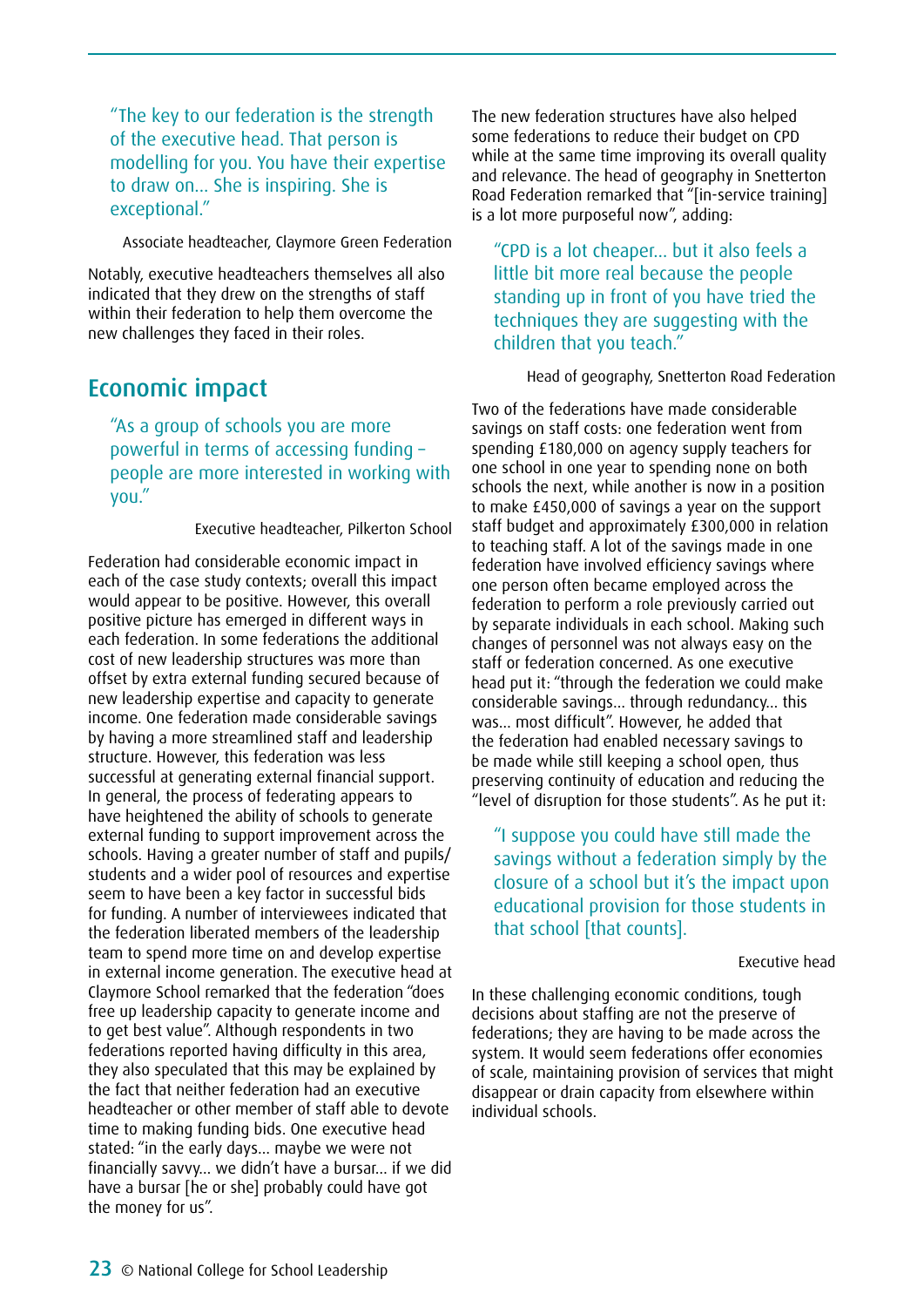> "The key to our federation is the strength of the executive head. That person is modelling for you. You have their expertise to draw on... She is inspiring. She is exceptional."

Associate headteacher, Claymore Green Federation

Notably, executive headteachers themselves all also indicated that they drew on the strengths of staff within their federation to help them overcome the new challenges they faced in their roles.

## Economic impact

> "As a group of schools you are more powerful in terms of accessing funding – people are more interested in working with you."

Executive headteacher, Pilkerton School

Federation had considerable economic impact in each of the case study contexts; overall this impact would appear to be positive. However, this overall positive picture has emerged in different ways in each federation. In some federations the additional cost of new leadership structures was more than offset by extra external funding secured because of new leadership expertise and capacity to generate income. One federation made considerable savings by having a more streamlined staff and leadership structure. However, this federation was less successful at generating external financial support. In general, the process of federating appears to have heightened the ability of schools to generate external funding to support improvement across the schools. Having a greater number of staff and pupils/students and a wider pool of resources and expertise seem to have been a key factor in successful bids for funding. A number of interviewees indicated that the federation liberated members of the leadership team to spend more time on and develop expertise in external income generation. The executive head at Claymore School remarked that the federation "does free up leadership capacity to generate income and to get best value". Although respondents in two federations reported having difficulty in this area, they also speculated that this may be explained by the fact that neither federation had an executive headteacher or other member of staff able to devote time to making funding bids. One executive head stated: "in the early days... maybe we were not financially savvy... we didn't have a bursar... if we did have a bursar [he or she] probably could have got the money for us".

The new federation structures have also helped some federations to reduce their budget on CPD while at the same time improving its overall quality and relevance. The head of geography in Snetterton Road Federation remarked that "[in-service training] is a lot more purposeful now", adding:

> "CPD is a lot cheaper... but it also feels a little bit more real because the people standing up in front of you have tried the techniques they are suggesting with the children that you teach."

Head of geography, Snetterton Road Federation

Two of the federations have made considerable savings on staff costs: one federation went from spending £180,000 on agency supply teachers for one school in one year to spending none on both schools the next, while another is now in a position to make £450,000 of savings a year on the support staff budget and approximately £300,000 in relation to teaching staff. A lot of the savings made in one federation have involved efficiency savings where one person often became employed across the federation to perform a role previously carried out by separate individuals in each school. Making such changes of personnel was not always easy on the staff or federation concerned. As one executive head put it: "through the federation we could make considerable savings... through redundancy... this was... most difficult". However, he added that the federation had enabled necessary savings to be made while still keeping a school open, thus preserving continuity of education and reducing the "level of disruption for those students". As he put it:

> "I suppose you could have still made the savings without a federation simply by the closure of a school but it's the impact upon educational provision for those students in that school [that counts].

Executive head

In these challenging economic conditions, tough decisions about staffing are not the preserve of federations; they are having to be made across the system. It would seem federations offer economies of scale, maintaining provision of services that might disappear or drain capacity from elsewhere within individual schools.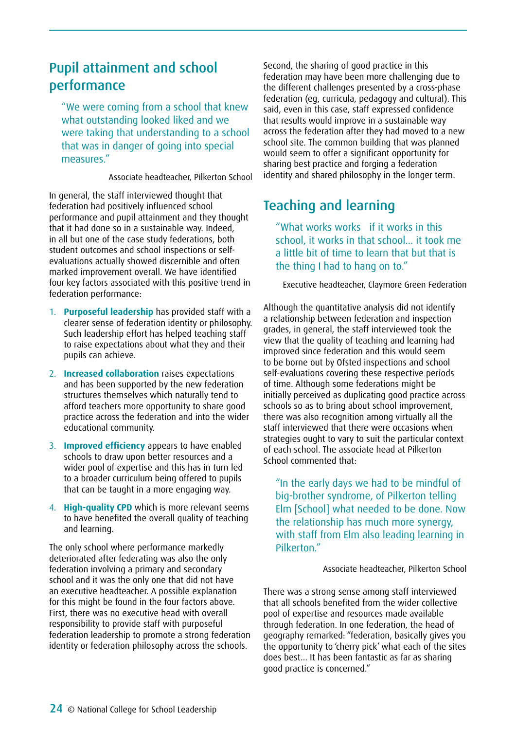## Pupil attainment and school performance

> "We were coming from a school that knew what outstanding looked liked and we were taking that understanding to a school that was in danger of going into special measures."
>
> Associate headteacher, Pilkerton School

In general, the staff interviewed thought that federation had positively influenced school performance and pupil attainment and they thought that it had done so in a sustainable way. Indeed, in all but one of the case study federations, both student outcomes and school inspections or self-evaluations actually showed discernible and often marked improvement overall. We have identified four key factors associated with this positive trend in federation performance:

1. **Purposeful leadership** has provided staff with a clearer sense of federation identity or philosophy. Such leadership effort has helped teaching staff to raise expectations about what they and their pupils can achieve.
2. **Increased collaboration** raises expectations and has been supported by the new federation structures themselves which naturally tend to afford teachers more opportunity to share good practice across the federation and into the wider educational community.
3. **Improved efficiency** appears to have enabled schools to draw upon better resources and a wider pool of expertise and this has in turn led to a broader curriculum being offered to pupils that can be taught in a more engaging way.
4. **High-quality CPD** which is more relevant seems to have benefited the overall quality of teaching and learning.

The only school where performance markedly deteriorated after federating was also the only federation involving a primary and secondary school and it was the only one that did not have an executive headteacher. A possible explanation for this might be found in the four factors above. First, there was no executive head with overall responsibility to provide staff with purposeful federation leadership to promote a strong federation identity or federation philosophy across the schools.

Second, the sharing of good practice in this federation may have been more challenging due to the different challenges presented by a cross-phase federation (eg, curricula, pedagogy and cultural). This said, even in this case, staff expressed confidence that results would improve in a sustainable way across the federation after they had moved to a new school site. The common building that was planned would seem to offer a significant opportunity for sharing best practice and forging a federation identity and shared philosophy in the longer term.

## Teaching and learning

> "What works works if it works in this school, it works in that school… it took me a little bit of time to learn that but that is the thing I had to hang on to."
>
> Executive headteacher, Claymore Green Federation

Although the quantitative analysis did not identify a relationship between federation and inspection grades, in general, the staff interviewed took the view that the quality of teaching and learning had improved since federation and this would seem to be borne out by Ofsted inspections and school self-evaluations covering these respective periods of time. Although some federations might be initially perceived as duplicating good practice across schools so as to bring about school improvement, there was also recognition among virtually all the staff interviewed that there were occasions when strategies ought to vary to suit the particular context of each school. The associate head at Pilkerton School commented that:

> "In the early days we had to be mindful of big-brother syndrome, of Pilkerton telling Elm [School] what needed to be done. Now the relationship has much more synergy, with staff from Elm also leading learning in Pilkerton."
>
> Associate headteacher, Pilkerton School

There was a strong sense among staff interviewed that all schools benefited from the wider collective pool of expertise and resources made available through federation. In one federation, the head of geography remarked: "federation, basically gives you the opportunity to 'cherry pick' what each of the sites does best… It has been fantastic as far as sharing good practice is concerned."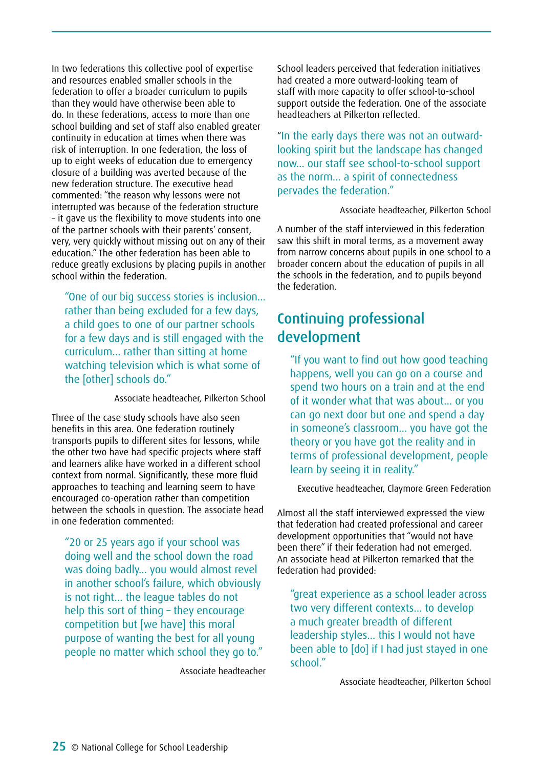In two federations this collective pool of expertise and resources enabled smaller schools in the federation to offer a broader curriculum to pupils than they would have otherwise been able to do. In these federations, access to more than one school building and set of staff also enabled greater continuity in education at times when there was risk of interruption. In one federation, the loss of up to eight weeks of education due to emergency closure of a building was averted because of the new federation structure. The executive head commented: "the reason why lessons were not interrupted was because of the federation structure – it gave us the flexibility to move students into one of the partner schools with their parents' consent, very, very quickly without missing out on any of their education." The other federation has been able to reduce greatly exclusions by placing pupils in another school within the federation.

> "One of our big success stories is inclusion... rather than being excluded for a few days, a child goes to one of our partner schools for a few days and is still engaged with the curriculum... rather than sitting at home watching television which is what some of the [other] schools do."
>
> Associate headteacher, Pilkerton School

Three of the case study schools have also seen benefits in this area. One federation routinely transports pupils to different sites for lessons, while the other two have had specific projects where staff and learners alike have worked in a different school context from normal. Significantly, these more fluid approaches to teaching and learning seem to have encouraged co-operation rather than competition between the schools in question. The associate head in one federation commented:

> "20 or 25 years ago if your school was doing well and the school down the road was doing badly... you would almost revel in another school's failure, which obviously is not right... the league tables do not help this sort of thing – they encourage competition but [we have] this moral purpose of wanting the best for all young people no matter which school they go to."
>
> Associate headteacher

School leaders perceived that federation initiatives had created a more outward-looking team of staff with more capacity to offer school-to-school support outside the federation. One of the associate headteachers at Pilkerton reflected.

> "In the early days there was not an outward-looking spirit but the landscape has changed now... our staff see school-to-school support as the norm... a spirit of connectedness pervades the federation."
>
> Associate headteacher, Pilkerton School

A number of the staff interviewed in this federation saw this shift in moral terms, as a movement away from narrow concerns about pupils in one school to a broader concern about the education of pupils in all the schools in the federation, and to pupils beyond the federation.

## Continuing professional development

> "If you want to find out how good teaching happens, well you can go on a course and spend two hours on a train and at the end of it wonder what that was about... or you can go next door but one and spend a day in someone's classroom... you have got the theory or you have got the reality and in terms of professional development, people learn by seeing it in reality."
>
> Executive headteacher, Claymore Green Federation

Almost all the staff interviewed expressed the view that federation had created professional and career development opportunities that "would not have been there" if their federation had not emerged. An associate head at Pilkerton remarked that the federation had provided:

> "great experience as a school leader across two very different contexts... to develop a much greater breadth of different leadership styles... this I would not have been able to [do] if I had just stayed in one school."
>
> Associate headteacher, Pilkerton School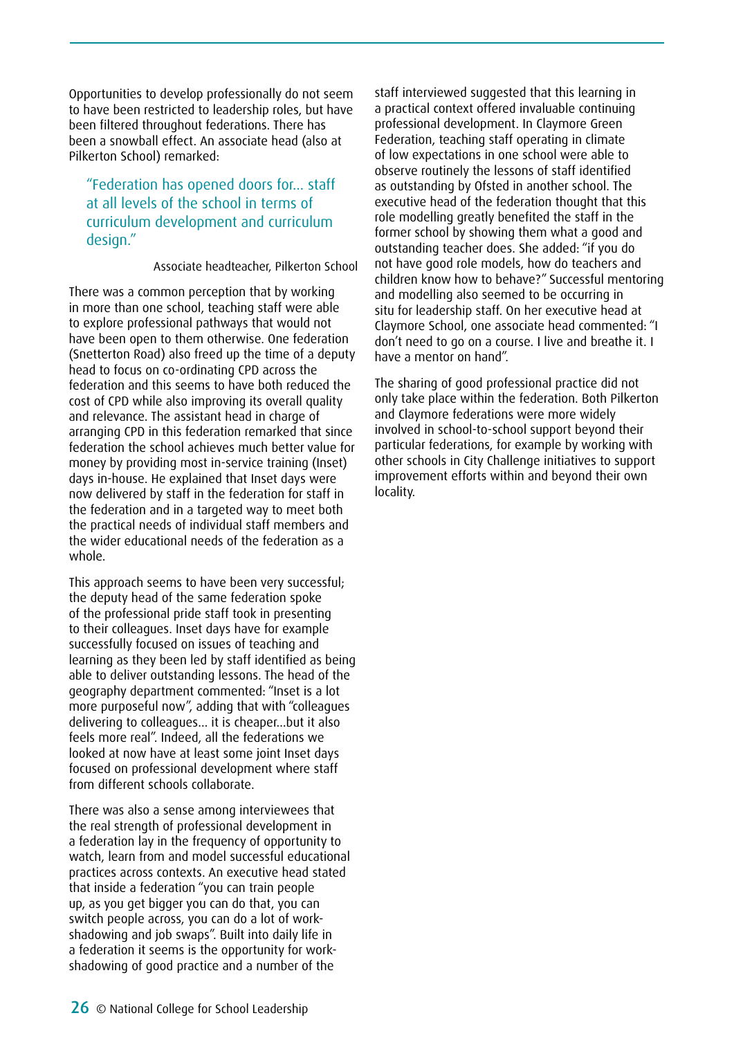Opportunities to develop professionally do not seem to have been restricted to leadership roles, but have been filtered throughout federations. There has been a snowball effect. An associate head (also at Pilkerton School) remarked:

> "Federation has opened doors for… staff at all levels of the school in terms of curriculum development and curriculum design."
>
> Associate headteacher, Pilkerton School

There was a common perception that by working in more than one school, teaching staff were able to explore professional pathways that would not have been open to them otherwise. One federation (Snetterton Road) also freed up the time of a deputy head to focus on co-ordinating CPD across the federation and this seems to have both reduced the cost of CPD while also improving its overall quality and relevance. The assistant head in charge of arranging CPD in this federation remarked that since federation the school achieves much better value for money by providing most in-service training (Inset) days in-house. He explained that Inset days were now delivered by staff in the federation for staff in the federation and in a targeted way to meet both the practical needs of individual staff members and the wider educational needs of the federation as a whole.

This approach seems to have been very successful; the deputy head of the same federation spoke of the professional pride staff took in presenting to their colleagues. Inset days have for example successfully focused on issues of teaching and learning as they been led by staff identified as being able to deliver outstanding lessons. The head of the geography department commented: "Inset is a lot more purposeful now", adding that with "colleagues delivering to colleagues… it is cheaper…but it also feels more real". Indeed, all the federations we looked at now have at least some joint Inset days focused on professional development where staff from different schools collaborate.

There was also a sense among interviewees that the real strength of professional development in a federation lay in the frequency of opportunity to watch, learn from and model successful educational practices across contexts. An executive head stated that inside a federation "you can train people up, as you get bigger you can do that, you can switch people across, you can do a lot of work-shadowing and job swaps". Built into daily life in a federation it seems is the opportunity for work-shadowing of good practice and a number of the staff interviewed suggested that this learning in a practical context offered invaluable continuing professional development. In Claymore Green Federation, teaching staff operating in climate of low expectations in one school were able to observe routinely the lessons of staff identified as outstanding by Ofsted in another school. The executive head of the federation thought that this role modelling greatly benefited the staff in the former school by showing them what a good and outstanding teacher does. She added: "if you do not have good role models, how do teachers and children know how to behave?" Successful mentoring and modelling also seemed to be occurring in situ for leadership staff. On her executive head at Claymore School, one associate head commented: "I don't need to go on a course. I live and breathe it. I have a mentor on hand".

The sharing of good professional practice did not only take place within the federation. Both Pilkerton and Claymore federations were more widely involved in school-to-school support beyond their particular federations, for example by working with other schools in City Challenge initiatives to support improvement efforts within and beyond their own locality.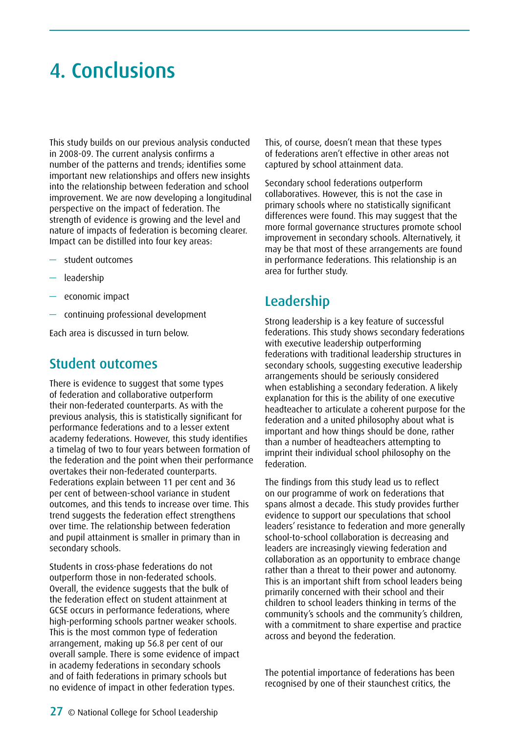# 4. Conclusions

This study builds on our previous analysis conducted in 2008-09. The current analysis confirms a number of the patterns and trends; identifies some important new relationships and offers new insights into the relationship between federation and school improvement. We are now developing a longitudinal perspective on the impact of federation. The strength of evidence is growing and the level and nature of impacts of federation is becoming clearer. Impact can be distilled into four key areas:

- student outcomes
- leadership
- economic impact
- continuing professional development

Each area is discussed in turn below.

## Student outcomes

There is evidence to suggest that some types of federation and collaborative outperform their non-federated counterparts. As with the previous analysis, this is statistically significant for performance federations and to a lesser extent academy federations. However, this study identifies a timelag of two to four years between formation of the federation and the point when their performance overtakes their non-federated counterparts. Federations explain between 11 per cent and 36 per cent of between-school variance in student outcomes, and this tends to increase over time. This trend suggests the federation effect strengthens over time. The relationship between federation and pupil attainment is smaller in primary than in secondary schools.

Students in cross-phase federations do not outperform those in non-federated schools. Overall, the evidence suggests that the bulk of the federation effect on student attainment at GCSE occurs in performance federations, where high-performing schools partner weaker schools. This is the most common type of federation arrangement, making up 56.8 per cent of our overall sample. There is some evidence of impact in academy federations in secondary schools and of faith federations in primary schools but no evidence of impact in other federation types.

This, of course, doesn't mean that these types of federations aren't effective in other areas not captured by school attainment data.

Secondary school federations outperform collaboratives. However, this is not the case in primary schools where no statistically significant differences were found. This may suggest that the more formal governance structures promote school improvement in secondary schools. Alternatively, it may be that most of these arrangements are found in performance federations. This relationship is an area for further study.

## Leadership

Strong leadership is a key feature of successful federations. This study shows secondary federations with executive leadership outperforming federations with traditional leadership structures in secondary schools, suggesting executive leadership arrangements should be seriously considered when establishing a secondary federation. A likely explanation for this is the ability of one executive headteacher to articulate a coherent purpose for the federation and a united philosophy about what is important and how things should be done, rather than a number of headteachers attempting to imprint their individual school philosophy on the federation.

The findings from this study lead us to reflect on our programme of work on federations that spans almost a decade. This study provides further evidence to support our speculations that school leaders' resistance to federation and more generally school-to-school collaboration is decreasing and leaders are increasingly viewing federation and collaboration as an opportunity to embrace change rather than a threat to their power and autonomy. This is an important shift from school leaders being primarily concerned with their school and their children to school leaders thinking in terms of the community's schools and the community's children, with a commitment to share expertise and practice across and beyond the federation.

The potential importance of federations has been recognised by one of their staunchest critics, the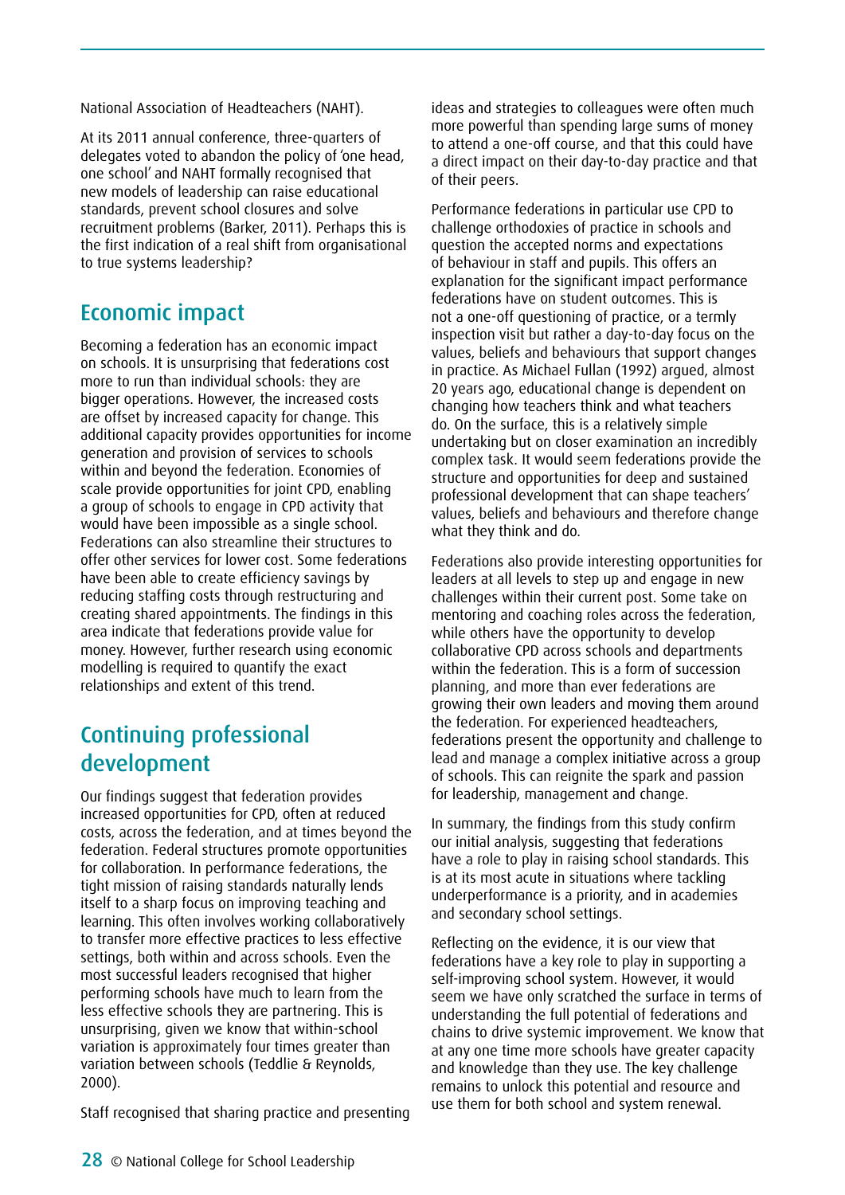National Association of Headteachers (NAHT).

At its 2011 annual conference, three-quarters of delegates voted to abandon the policy of 'one head, one school' and NAHT formally recognised that new models of leadership can raise educational standards, prevent school closures and solve recruitment problems (Barker, 2011). Perhaps this is the first indication of a real shift from organisational to true systems leadership?

## Economic impact

Becoming a federation has an economic impact on schools. It is unsurprising that federations cost more to run than individual schools: they are bigger operations. However, the increased costs are offset by increased capacity for change. This additional capacity provides opportunities for income generation and provision of services to schools within and beyond the federation. Economies of scale provide opportunities for joint CPD, enabling a group of schools to engage in CPD activity that would have been impossible as a single school. Federations can also streamline their structures to offer other services for lower cost. Some federations have been able to create efficiency savings by reducing staffing costs through restructuring and creating shared appointments. The findings in this area indicate that federations provide value for money. However, further research using economic modelling is required to quantify the exact relationships and extent of this trend.

## Continuing professional development

Our findings suggest that federation provides increased opportunities for CPD, often at reduced costs, across the federation, and at times beyond the federation. Federal structures promote opportunities for collaboration. In performance federations, the tight mission of raising standards naturally lends itself to a sharp focus on improving teaching and learning. This often involves working collaboratively to transfer more effective practices to less effective settings, both within and across schools. Even the most successful leaders recognised that higher performing schools have much to learn from the less effective schools they are partnering. This is unsurprising, given we know that within-school variation is approximately four times greater than variation between schools (Teddlie & Reynolds, 2000).

Staff recognised that sharing practice and presenting ideas and strategies to colleagues were often much more powerful than spending large sums of money to attend a one-off course, and that this could have a direct impact on their day-to-day practice and that of their peers.

Performance federations in particular use CPD to challenge orthodoxies of practice in schools and question the accepted norms and expectations of behaviour in staff and pupils. This offers an explanation for the significant impact performance federations have on student outcomes. This is not a one-off questioning of practice, or a termly inspection visit but rather a day-to-day focus on the values, beliefs and behaviours that support changes in practice. As Michael Fullan (1992) argued, almost 20 years ago, educational change is dependent on changing how teachers think and what teachers do. On the surface, this is a relatively simple undertaking but on closer examination an incredibly complex task. It would seem federations provide the structure and opportunities for deep and sustained professional development that can shape teachers' values, beliefs and behaviours and therefore change what they think and do.

Federations also provide interesting opportunities for leaders at all levels to step up and engage in new challenges within their current post. Some take on mentoring and coaching roles across the federation, while others have the opportunity to develop collaborative CPD across schools and departments within the federation. This is a form of succession planning, and more than ever federations are growing their own leaders and moving them around the federation. For experienced headteachers, federations present the opportunity and challenge to lead and manage a complex initiative across a group of schools. This can reignite the spark and passion for leadership, management and change.

In summary, the findings from this study confirm our initial analysis, suggesting that federations have a role to play in raising school standards. This is at its most acute in situations where tackling underperformance is a priority, and in academies and secondary school settings.

Reflecting on the evidence, it is our view that federations have a key role to play in supporting a self-improving school system. However, it would seem we have only scratched the surface in terms of understanding the full potential of federations and chains to drive systemic improvement. We know that at any one time more schools have greater capacity and knowledge than they use. The key challenge remains to unlock this potential and resource and use them for both school and system renewal.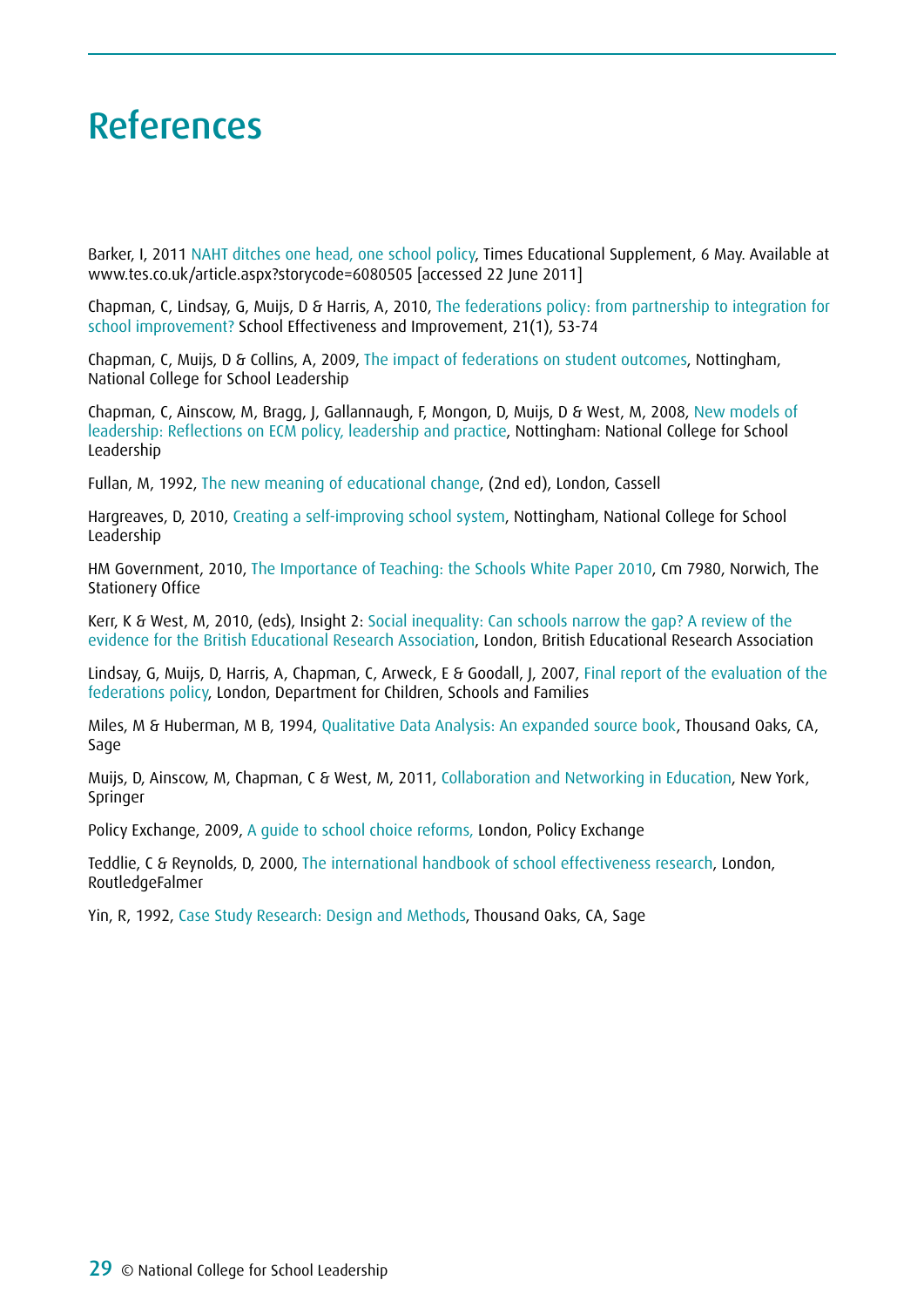# References

Barker, I, 2011 NAHT ditches one head, one school policy, Times Educational Supplement, 6 May. Available at www.tes.co.uk/article.aspx?storycode=6080505 [accessed 22 June 2011]

Chapman, C, Lindsay, G, Muijs, D & Harris, A, 2010, The federations policy: from partnership to integration for school improvement? School Effectiveness and Improvement, 21(1), 53-74

Chapman, C, Muijs, D & Collins, A, 2009, The impact of federations on student outcomes, Nottingham, National College for School Leadership

Chapman, C, Ainscow, M, Bragg, J, Gallannaugh, F, Mongon, D, Muijs, D & West, M, 2008, New models of leadership: Reflections on ECM policy, leadership and practice, Nottingham: National College for School Leadership

Fullan, M, 1992, The new meaning of educational change, (2nd ed), London, Cassell

Hargreaves, D, 2010, Creating a self-improving school system, Nottingham, National College for School Leadership

HM Government, 2010, The Importance of Teaching: the Schools White Paper 2010, Cm 7980, Norwich, The Stationery Office

Kerr, K & West, M, 2010, (eds), Insight 2: Social inequality: Can schools narrow the gap? A review of the evidence for the British Educational Research Association, London, British Educational Research Association

Lindsay, G, Muijs, D, Harris, A, Chapman, C, Arweck, E & Goodall, J, 2007, Final report of the evaluation of the federations policy, London, Department for Children, Schools and Families

Miles, M & Huberman, M B, 1994, Qualitative Data Analysis: An expanded source book, Thousand Oaks, CA, Sage

Muijs, D, Ainscow, M, Chapman, C & West, M, 2011, Collaboration and Networking in Education, New York, Springer

Policy Exchange, 2009, A guide to school choice reforms, London, Policy Exchange

Teddlie, C & Reynolds, D, 2000, The international handbook of school effectiveness research, London, RoutledgeFalmer

Yin, R, 1992, Case Study Research: Design and Methods, Thousand Oaks, CA, Sage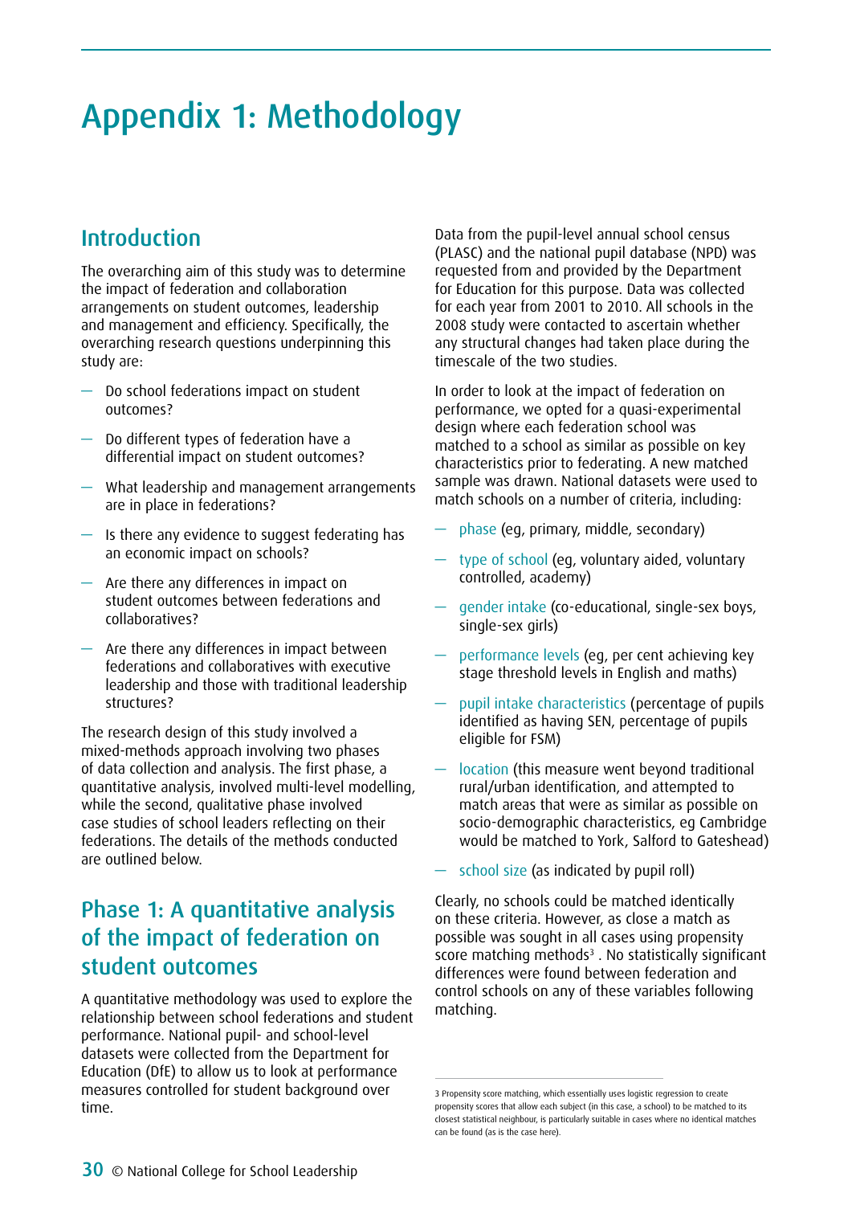# Appendix 1: Methodology

## Introduction

The overarching aim of this study was to determine the impact of federation and collaboration arrangements on student outcomes, leadership and management and efficiency. Specifically, the overarching research questions underpinning this study are:

- Do school federations impact on student outcomes?
- Do different types of federation have a differential impact on student outcomes?
- What leadership and management arrangements are in place in federations?
- Is there any evidence to suggest federating has an economic impact on schools?
- Are there any differences in impact on student outcomes between federations and collaboratives?
- Are there any differences in impact between federations and collaboratives with executive leadership and those with traditional leadership structures?

The research design of this study involved a mixed-methods approach involving two phases of data collection and analysis. The first phase, a quantitative analysis, involved multi-level modelling, while the second, qualitative phase involved case studies of school leaders reflecting on their federations. The details of the methods conducted are outlined below.

## Phase 1: A quantitative analysis of the impact of federation on student outcomes

A quantitative methodology was used to explore the relationship between school federations and student performance. National pupil- and school-level datasets were collected from the Department for Education (DfE) to allow us to look at performance measures controlled for student background over time.

Data from the pupil-level annual school census (PLASC) and the national pupil database (NPD) was requested from and provided by the Department for Education for this purpose. Data was collected for each year from 2001 to 2010. All schools in the 2008 study were contacted to ascertain whether any structural changes had taken place during the timescale of the two studies.

In order to look at the impact of federation on performance, we opted for a quasi-experimental design where each federation school was matched to a school as similar as possible on key characteristics prior to federating. A new matched sample was drawn. National datasets were used to match schools on a number of criteria, including:

- phase (eg, primary, middle, secondary)
- type of school (eg, voluntary aided, voluntary controlled, academy)
- gender intake (co-educational, single-sex boys, single-sex girls)
- performance levels (eg, per cent achieving key stage threshold levels in English and maths)
- pupil intake characteristics (percentage of pupils identified as having SEN, percentage of pupils eligible for FSM)
- location (this measure went beyond traditional rural/urban identification, and attempted to match areas that were as similar as possible on socio-demographic characteristics, eg Cambridge would be matched to York, Salford to Gateshead)
- school size (as indicated by pupil roll)

Clearly, no schools could be matched identically on these criteria. However, as close a match as possible was sought in all cases using propensity score matching methods[3]. No statistically significant differences were found between federation and control schools on any of these variables following matching.

3 Propensity score matching, which essentially uses logistic regression to create propensity scores that allow each subject (in this case, a school) to be matched to its closest statistical neighbour, is particularly suitable in cases where no identical matches can be found (as is the case here).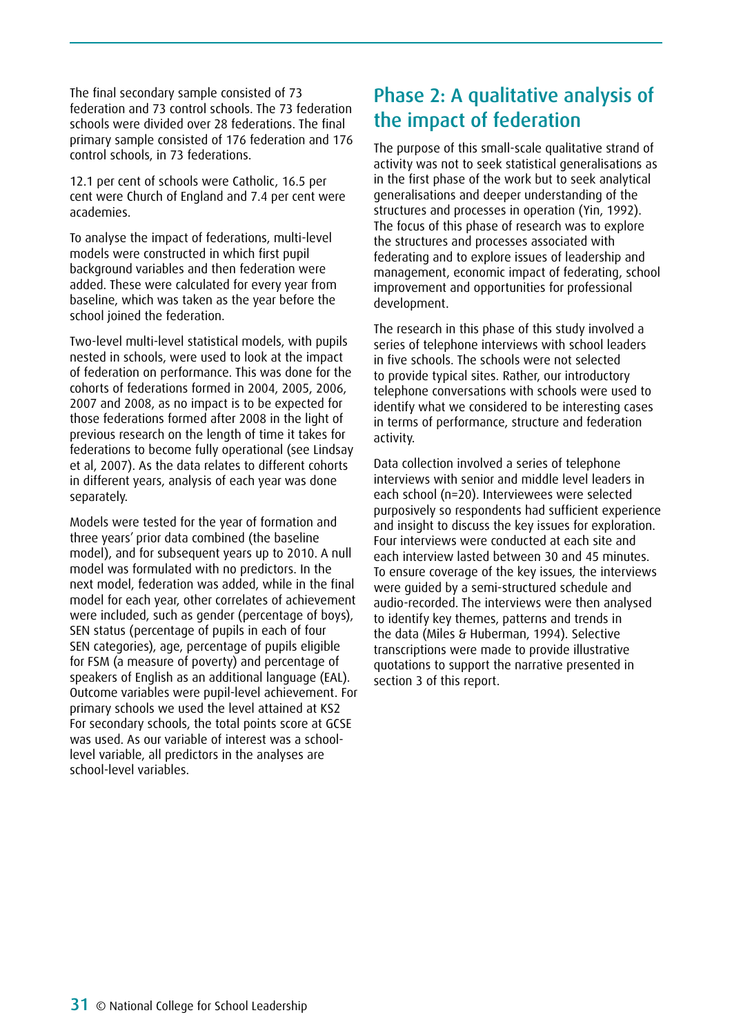The final secondary sample consisted of 73 federation and 73 control schools. The 73 federation schools were divided over 28 federations. The final primary sample consisted of 176 federation and 176 control schools, in 73 federations.

12.1 per cent of schools were Catholic, 16.5 per cent were Church of England and 7.4 per cent were academies.

To analyse the impact of federations, multi-level models were constructed in which first pupil background variables and then federation were added. These were calculated for every year from baseline, which was taken as the year before the school joined the federation.

Two-level multi-level statistical models, with pupils nested in schools, were used to look at the impact of federation on performance. This was done for the cohorts of federations formed in 2004, 2005, 2006, 2007 and 2008, as no impact is to be expected for those federations formed after 2008 in the light of previous research on the length of time it takes for federations to become fully operational (see Lindsay et al, 2007). As the data relates to different cohorts in different years, analysis of each year was done separately.

Models were tested for the year of formation and three years' prior data combined (the baseline model), and for subsequent years up to 2010. A null model was formulated with no predictors. In the next model, federation was added, while in the final model for each year, other correlates of achievement were included, such as gender (percentage of boys), SEN status (percentage of pupils in each of four SEN categories), age, percentage of pupils eligible for FSM (a measure of poverty) and percentage of speakers of English as an additional language (EAL). Outcome variables were pupil-level achievement. For primary schools we used the level attained at KS2 For secondary schools, the total points score at GCSE was used. As our variable of interest was a school-level variable, all predictors in the analyses are school-level variables.

## Phase 2: A qualitative analysis of the impact of federation

The purpose of this small-scale qualitative strand of activity was not to seek statistical generalisations as in the first phase of the work but to seek analytical generalisations and deeper understanding of the structures and processes in operation (Yin, 1992). The focus of this phase of research was to explore the structures and processes associated with federating and to explore issues of leadership and management, economic impact of federating, school improvement and opportunities for professional development.

The research in this phase of this study involved a series of telephone interviews with school leaders in five schools. The schools were not selected to provide typical sites. Rather, our introductory telephone conversations with schools were used to identify what we considered to be interesting cases in terms of performance, structure and federation activity.

Data collection involved a series of telephone interviews with senior and middle level leaders in each school (n=20). Interviewees were selected purposively so respondents had sufficient experience and insight to discuss the key issues for exploration. Four interviews were conducted at each site and each interview lasted between 30 and 45 minutes. To ensure coverage of the key issues, the interviews were guided by a semi-structured schedule and audio-recorded. The interviews were then analysed to identify key themes, patterns and trends in the data (Miles & Huberman, 1994). Selective transcriptions were made to provide illustrative quotations to support the narrative presented in section 3 of this report.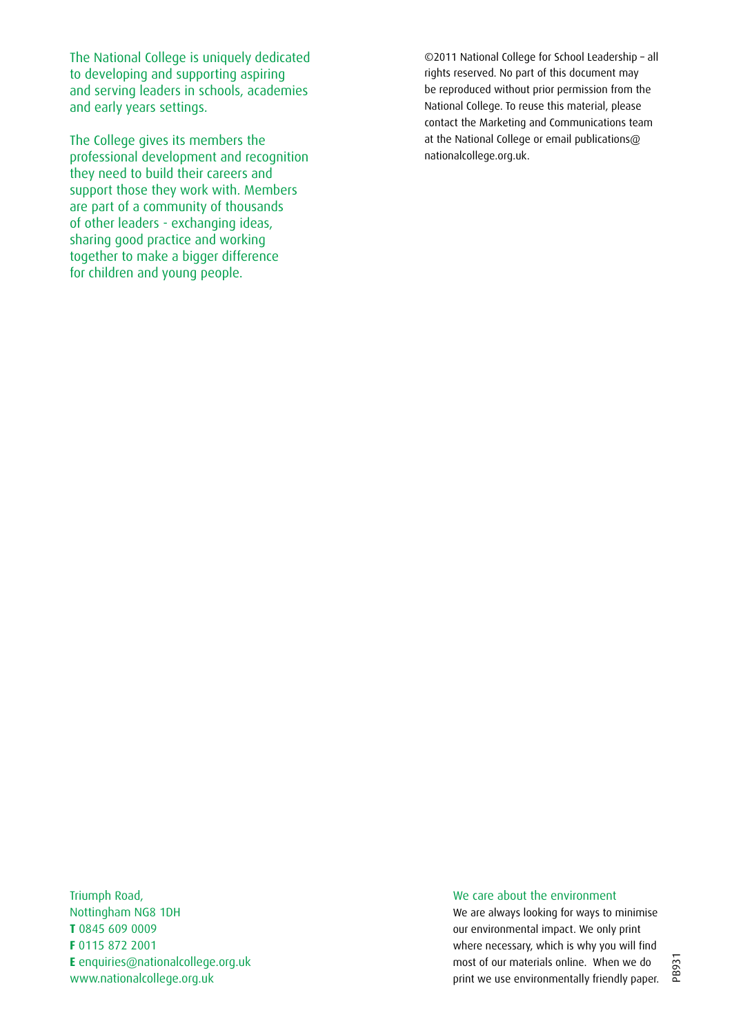The National College is uniquely dedicated to developing and supporting aspiring and serving leaders in schools, academies and early years settings.

The College gives its members the professional development and recognition they need to build their careers and support those they work with. Members are part of a community of thousands of other leaders - exchanging ideas, sharing good practice and working together to make a bigger difference for children and young people.

©2011 National College for School Leadership – all rights reserved. No part of this document may be reproduced without prior permission from the National College. To reuse this material, please contact the Marketing and Communications team at the National College or email publications@nationalcollege.org.uk.

Triumph Road,
Nottingham NG8 1DH
**T** 0845 609 0009
**F** 0115 872 2001
**E** enquiries@nationalcollege.org.uk
www.nationalcollege.org.uk

We care about the environment

We are always looking for ways to minimise our environmental impact. We only print where necessary, which is why you will find most of our materials online. When we do print we use environmentally friendly paper.

PB931